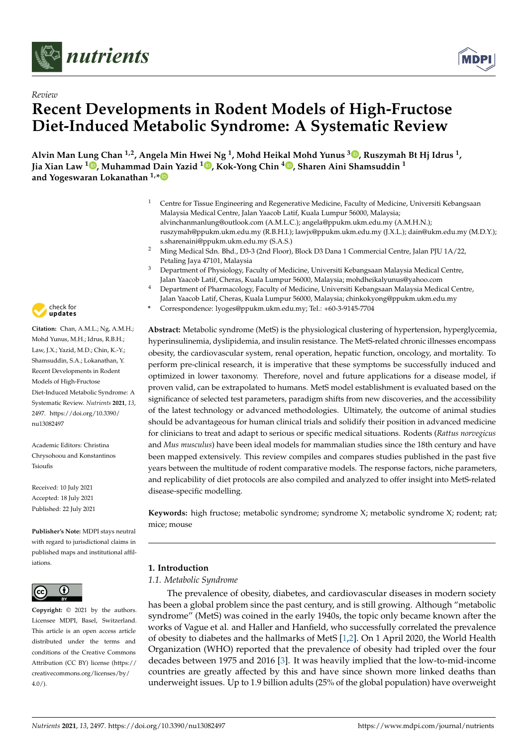*Review*

# Recent Developments in Rodent Models of High-Fructose Diet-Induced Metabolic Syndrome: A Systematic Review

**Alvin Man Lung Chan [1,2], Angela Min Hwei Ng [1], Mohd Heikal Mohd Yunus [3], Ruszymah Bt Hj Idrus [1], Jia Xian Law [1], Muhammad Dain Yazid [1], Kok-Yong Chin [4], Sharen Aini Shamsuddin [1] and Yogeswaran Lokanathan [1,*]**

[1] Centre for Tissue Engineering and Regenerative Medicine, Faculty of Medicine, Universiti Kebangsaan Malaysia Medical Centre, Jalan Yaacob Latif, Kuala Lumpur 56000, Malaysia; alvinchanmanlung@outlook.com (A.M.L.C.); angela@ppukm.ukm.edu.my (A.M.H.N.); ruszymah@ppukm.ukm.edu.my (R.B.H.I.); lawjx@ppukm.ukm.edu.my (J.X.L.); dain@ukm.edu.my (M.D.Y.); s.sharenaini@ppukm.ukm.edu.my (S.A.S.)

[2] Ming Medical Sdn. Bhd., D3-3 (2nd Floor), Block D3 Dana 1 Commercial Centre, Jalan PJU 1A/22, Petaling Jaya 47101, Malaysia

[3] Department of Physiology, Faculty of Medicine, Universiti Kebangsaan Malaysia Medical Centre, Jalan Yaacob Latif, Cheras, Kuala Lumpur 56000, Malaysia; mohdheikalyunus@yahoo.com

[4] Department of Pharmacology, Faculty of Medicine, Universiti Kebangsaan Malaysia Medical Centre, Jalan Yaacob Latif, Cheras, Kuala Lumpur 56000, Malaysia; chinkokyong@ppukm.edu.my

\* Correspondence: lyoges@ppukm.ukm.edu.my; Tel.: +60-3-9145-7704

**Citation:** Chan, A.M.L.; Ng, A.M.H.; Mohd Yunus, M.H.; Idrus, R.B.H.; Law, J.X.; Yazid, M.D.; Chin, K.-Y.; Shamsuddin, S.A.; Lokanathan, Y. Recent Developments in Rodent Models of High-Fructose Diet-Induced Metabolic Syndrome: A Systematic Review. *Nutrients* **2021**, *13*, 2497. https://doi.org/10.3390/nu13082497

Academic Editors: Christina Chrysohoou and Konstantinos Tsioufis

Received: 10 July 2021
Accepted: 18 July 2021
Published: 22 July 2021

**Publisher's Note:** MDPI stays neutral with regard to jurisdictional claims in published maps and institutional affiliations.

**Copyright:** © 2021 by the authors. Licensee MDPI, Basel, Switzerland. This article is an open access article distributed under the terms and conditions of the Creative Commons Attribution (CC BY) license (https://creativecommons.org/licenses/by/4.0/).

**Abstract:** Metabolic syndrome (MetS) is the physiological clustering of hypertension, hyperglycemia, hyperinsulinemia, dyslipidemia, and insulin resistance. The MetS-related chronic illnesses encompass obesity, the cardiovascular system, renal operation, hepatic function, oncology, and mortality. To perform pre-clinical research, it is imperative that these symptoms be successfully induced and optimized in lower taxonomy. Therefore, novel and future applications for a disease model, if proven valid, can be extrapolated to humans. MetS model establishment is evaluated based on the significance of selected test parameters, paradigm shifts from new discoveries, and the accessibility of the latest technology or advanced methodologies. Ultimately, the outcome of animal studies should be advantageous for human clinical trials and solidify their position in advanced medicine for clinicians to treat and adapt to serious or specific medical situations. Rodents (*Rattus norvegicus* and *Mus musculus*) have been ideal models for mammalian studies since the 18th century and have been mapped extensively. This review compiles and compares studies published in the past five years between the multitude of rodent comparative models. The response factors, niche parameters, and replicability of diet protocols are also compiled and analyzed to offer insight into MetS-related disease-specific modelling.

**Keywords:** high fructose; metabolic syndrome; syndrome X; metabolic syndrome X; rodent; rat; mice; mouse

## 1. Introduction

### 1.1. Metabolic Syndrome

The prevalence of obesity, diabetes, and cardiovascular diseases in modern society has been a global problem since the past century, and is still growing. Although "metabolic syndrome" (MetS) was coined in the early 1940s, the topic only became known after the works of Vague et al. and Haller and Hanfield, who successfully correlated the prevalence of obesity to diabetes and the hallmarks of MetS [1,2]. On 1 April 2020, the World Health Organization (WHO) reported that the prevalence of obesity had tripled over the four decades between 1975 and 2016 [3]. It was heavily implied that the low-to-mid-income countries are greatly affected by this and have since shown more linked deaths than underweight issues. Up to 1.9 billion adults (25% of the global population) have overweight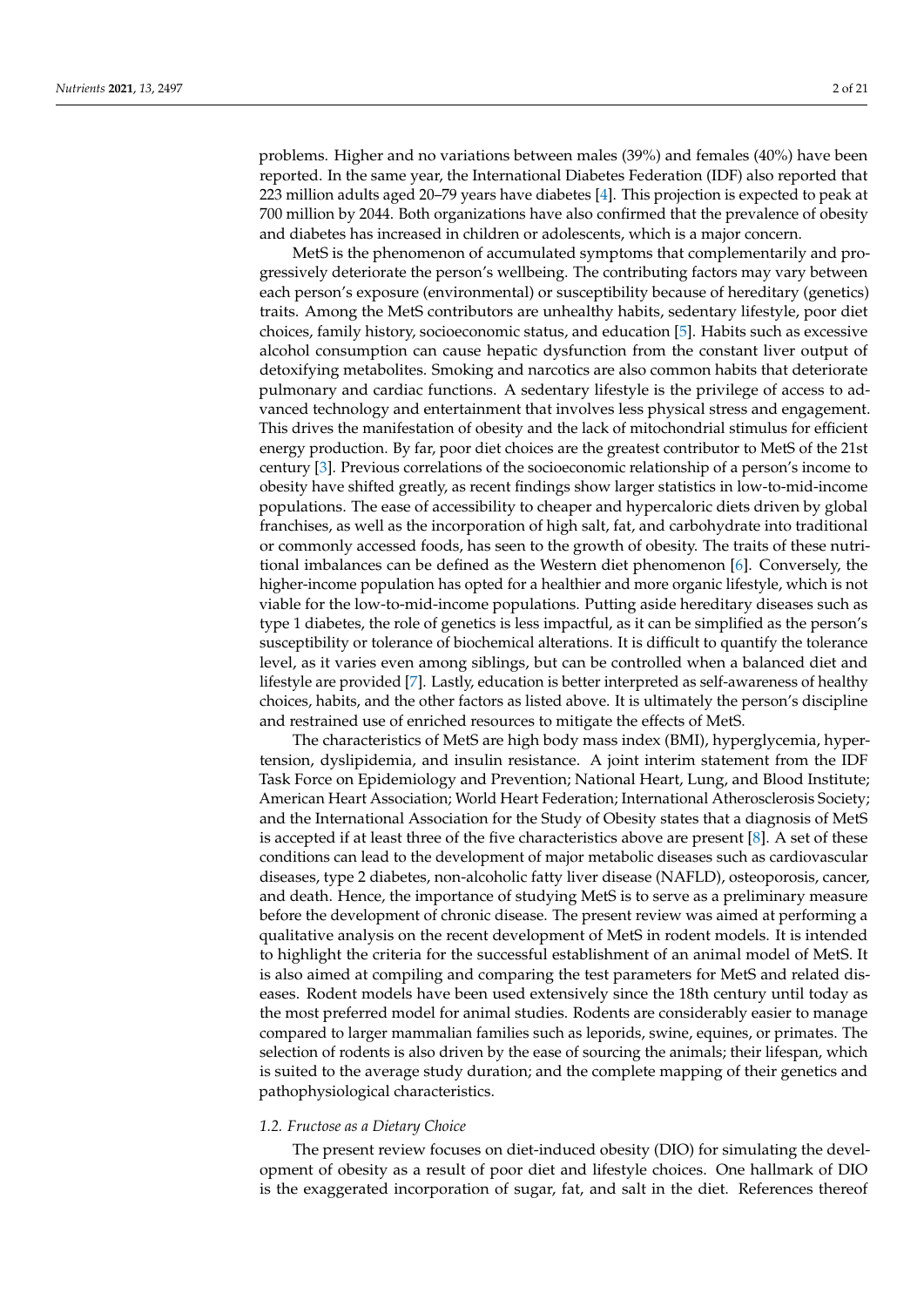problems. Higher and no variations between males (39%) and females (40%) have been reported. In the same year, the International Diabetes Federation (IDF) also reported that 223 million adults aged 20–79 years have diabetes [4]. This projection is expected to peak at 700 million by 2044. Both organizations have also confirmed that the prevalence of obesity and diabetes has increased in children or adolescents, which is a major concern.

MetS is the phenomenon of accumulated symptoms that complementarily and progressively deteriorate the person's wellbeing. The contributing factors may vary between each person's exposure (environmental) or susceptibility because of hereditary (genetics) traits. Among the MetS contributors are unhealthy habits, sedentary lifestyle, poor diet choices, family history, socioeconomic status, and education [5]. Habits such as excessive alcohol consumption can cause hepatic dysfunction from the constant liver output of detoxifying metabolites. Smoking and narcotics are also common habits that deteriorate pulmonary and cardiac functions. A sedentary lifestyle is the privilege of access to advanced technology and entertainment that involves less physical stress and engagement. This drives the manifestation of obesity and the lack of mitochondrial stimulus for efficient energy production. By far, poor diet choices are the greatest contributor to MetS of the 21st century [3]. Previous correlations of the socioeconomic relationship of a person's income to obesity have shifted greatly, as recent findings show larger statistics in low-to-mid-income populations. The ease of accessibility to cheaper and hypercaloric diets driven by global franchises, as well as the incorporation of high salt, fat, and carbohydrate into traditional or commonly accessed foods, has seen to the growth of obesity. The traits of these nutritional imbalances can be defined as the Western diet phenomenon [6]. Conversely, the higher-income population has opted for a healthier and more organic lifestyle, which is not viable for the low-to-mid-income populations. Putting aside hereditary diseases such as type 1 diabetes, the role of genetics is less impactful, as it can be simplified as the person's susceptibility or tolerance of biochemical alterations. It is difficult to quantify the tolerance level, as it varies even among siblings, but can be controlled when a balanced diet and lifestyle are provided [7]. Lastly, education is better interpreted as self-awareness of healthy choices, habits, and the other factors as listed above. It is ultimately the person's discipline and restrained use of enriched resources to mitigate the effects of MetS.

The characteristics of MetS are high body mass index (BMI), hyperglycemia, hypertension, dyslipidemia, and insulin resistance. A joint interim statement from the IDF Task Force on Epidemiology and Prevention; National Heart, Lung, and Blood Institute; American Heart Association; World Heart Federation; International Atherosclerosis Society; and the International Association for the Study of Obesity states that a diagnosis of MetS is accepted if at least three of the five characteristics above are present [8]. A set of these conditions can lead to the development of major metabolic diseases such as cardiovascular diseases, type 2 diabetes, non-alcoholic fatty liver disease (NAFLD), osteoporosis, cancer, and death. Hence, the importance of studying MetS is to serve as a preliminary measure before the development of chronic disease. The present review was aimed at performing a qualitative analysis on the recent development of MetS in rodent models. It is intended to highlight the criteria for the successful establishment of an animal model of MetS. It is also aimed at compiling and comparing the test parameters for MetS and related diseases. Rodent models have been used extensively since the 18th century until today as the most preferred model for animal studies. Rodents are considerably easier to manage compared to larger mammalian families such as leporids, swine, equines, or primates. The selection of rodents is also driven by the ease of sourcing the animals; their lifespan, which is suited to the average study duration; and the complete mapping of their genetics and pathophysiological characteristics.

### *1.2. Fructose as a Dietary Choice*

The present review focuses on diet-induced obesity (DIO) for simulating the development of obesity as a result of poor diet and lifestyle choices. One hallmark of DIO is the exaggerated incorporation of sugar, fat, and salt in the diet. References thereof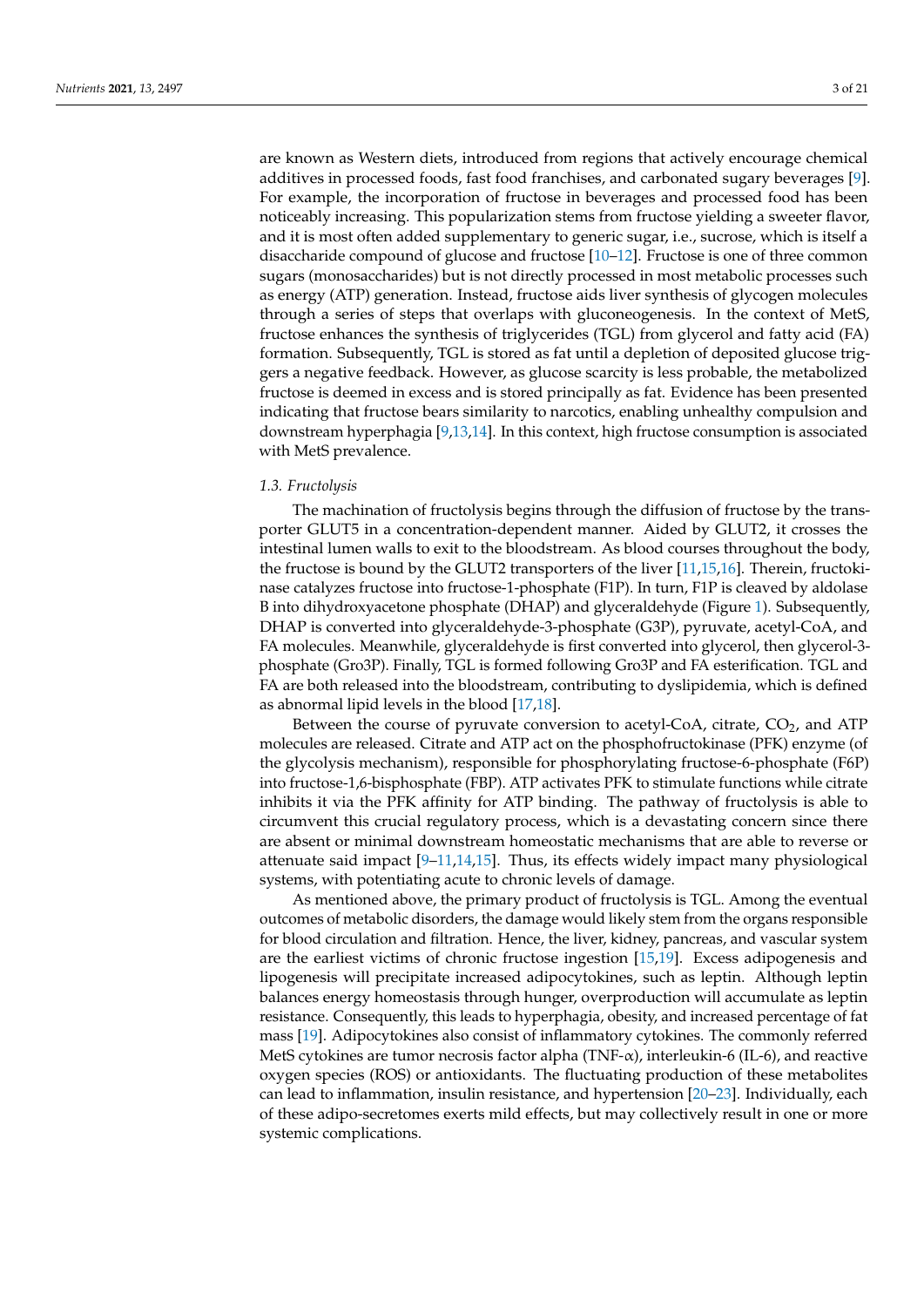are known as Western diets, introduced from regions that actively encourage chemical additives in processed foods, fast food franchises, and carbonated sugary beverages [9]. For example, the incorporation of fructose in beverages and processed food has been noticeably increasing. This popularization stems from fructose yielding a sweeter flavor, and it is most often added supplementary to generic sugar, i.e., sucrose, which is itself a disaccharide compound of glucose and fructose [10–12]. Fructose is one of three common sugars (monosaccharides) but is not directly processed in most metabolic processes such as energy (ATP) generation. Instead, fructose aids liver synthesis of glycogen molecules through a series of steps that overlaps with gluconeogenesis. In the context of MetS, fructose enhances the synthesis of triglycerides (TGL) from glycerol and fatty acid (FA) formation. Subsequently, TGL is stored as fat until a depletion of deposited glucose triggers a negative feedback. However, as glucose scarcity is less probable, the metabolized fructose is deemed in excess and is stored principally as fat. Evidence has been presented indicating that fructose bears similarity to narcotics, enabling unhealthy compulsion and downstream hyperphagia [9,13,14]. In this context, high fructose consumption is associated with MetS prevalence.

### *1.3. Fructolysis*

The machination of fructolysis begins through the diffusion of fructose by the transporter GLUT5 in a concentration-dependent manner. Aided by GLUT2, it crosses the intestinal lumen walls to exit to the bloodstream. As blood courses throughout the body, the fructose is bound by the GLUT2 transporters of the liver [11,15,16]. Therein, fructokinase catalyzes fructose into fructose-1-phosphate (F1P). In turn, F1P is cleaved by aldolase B into dihydroxyacetone phosphate (DHAP) and glyceraldehyde (Figure 1). Subsequently, DHAP is converted into glyceraldehyde-3-phosphate (G3P), pyruvate, acetyl-CoA, and FA molecules. Meanwhile, glyceraldehyde is first converted into glycerol, then glycerol-3-phosphate (Gro3P). Finally, TGL is formed following Gro3P and FA esterification. TGL and FA are both released into the bloodstream, contributing to dyslipidemia, which is defined as abnormal lipid levels in the blood [17,18].

Between the course of pyruvate conversion to acetyl-CoA, citrate, $CO_2$, and ATP molecules are released. Citrate and ATP act on the phosphofructokinase (PFK) enzyme (of the glycolysis mechanism), responsible for phosphorylating fructose-6-phosphate (F6P) into fructose-1,6-bisphosphate (FBP). ATP activates PFK to stimulate functions while citrate inhibits it via the PFK affinity for ATP binding. The pathway of fructolysis is able to circumvent this crucial regulatory process, which is a devastating concern since there are absent or minimal downstream homeostatic mechanisms that are able to reverse or attenuate said impact [9–11,14,15]. Thus, its effects widely impact many physiological systems, with potentiating acute to chronic levels of damage.

As mentioned above, the primary product of fructolysis is TGL. Among the eventual outcomes of metabolic disorders, the damage would likely stem from the organs responsible for blood circulation and filtration. Hence, the liver, kidney, pancreas, and vascular system are the earliest victims of chronic fructose ingestion [15,19]. Excess adipogenesis and lipogenesis will precipitate increased adipocytokines, such as leptin. Although leptin balances energy homeostasis through hunger, overproduction will accumulate as leptin resistance. Consequently, this leads to hyperphagia, obesity, and increased percentage of fat mass [19]. Adipocytokines also consist of inflammatory cytokines. The commonly referred MetS cytokines are tumor necrosis factor alpha (TNF-$\alpha$), interleukin-6 (IL-6), and reactive oxygen species (ROS) or antioxidants. The fluctuating production of these metabolites can lead to inflammation, insulin resistance, and hypertension [20–23]. Individually, each of these adipo-secretomes exerts mild effects, but may collectively result in one or more systemic complications.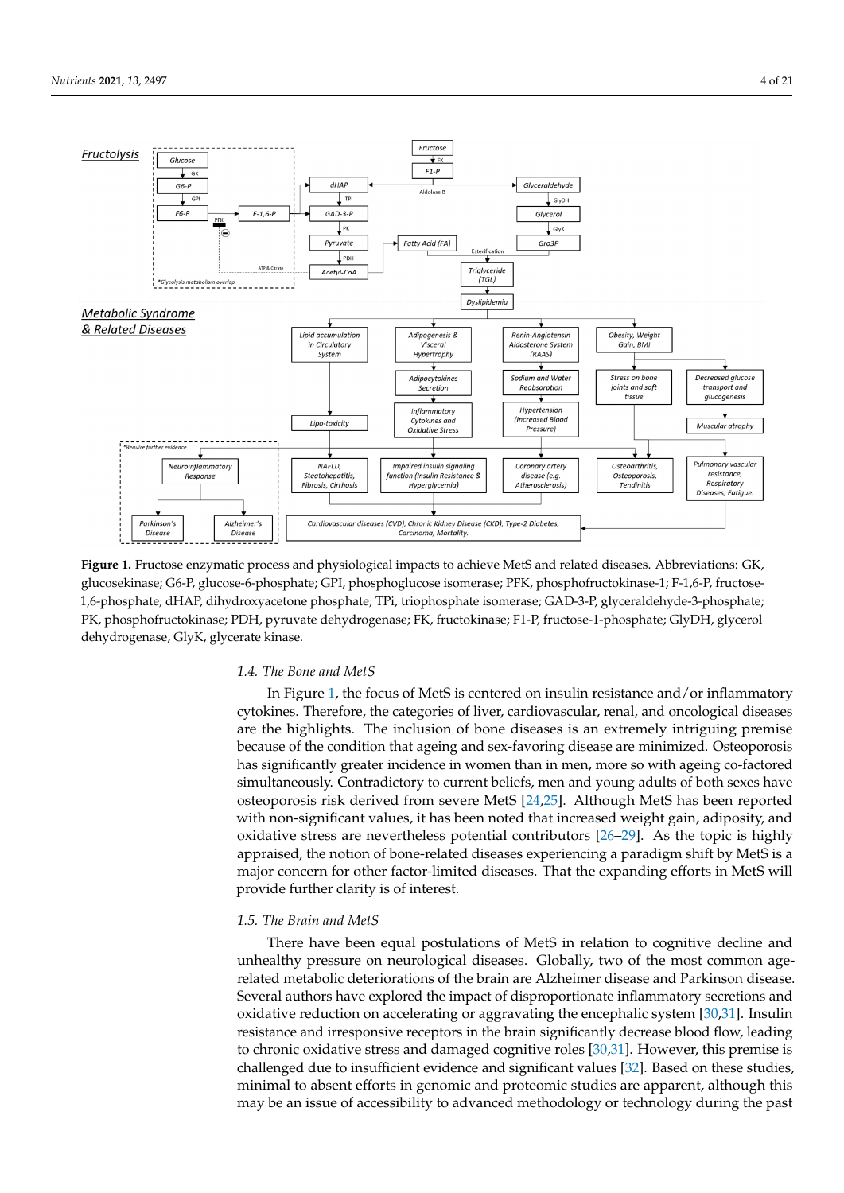**Figure 1.** Fructose enzymatic process and physiological impacts to achieve MetS and related diseases. Abbreviations: GK, glucosekinase; G6-P, glucose-6-phosphate; GPI, phosphoglucose isomerase; PFK, phosphofructokinase-1; F-1,6-P, fructose-1,6-phosphate; dHAP, dihydroxyacetone phosphate; TPi, triophosphate isomerase; GAD-3-P, glyceraldehyde-3-phosphate; PK, phosphofructokinase; PDH, pyruvate dehydrogenase; FK, fructokinase; F1-P, fructose-1-phosphate; GlyDH, glycerol dehydrogenase, GlyK, glycerate kinase.

### 1.4. The Bone and MetS

In Figure 1, the focus of MetS is centered on insulin resistance and/or inflammatory cytokines. Therefore, the categories of liver, cardiovascular, renal, and oncological diseases are the highlights. The inclusion of bone diseases is an extremely intriguing premise because of the condition that ageing and sex-favoring disease are minimized. Osteoporosis has significantly greater incidence in women than in men, more so with ageing co-factored simultaneously. Contradictory to current beliefs, men and young adults of both sexes have osteoporosis risk derived from severe MetS [24,25]. Although MetS has been reported with non-significant values, it has been noted that increased weight gain, adiposity, and oxidative stress are nevertheless potential contributors [26–29]. As the topic is highly appraised, the notion of bone-related diseases experiencing a paradigm shift by MetS is a major concern for other factor-limited diseases. That the expanding efforts in MetS will provide further clarity is of interest.

### 1.5. The Brain and MetS

There have been equal postulations of MetS in relation to cognitive decline and unhealthy pressure on neurological diseases. Globally, two of the most common age-related metabolic deteriorations of the brain are Alzheimer disease and Parkinson disease. Several authors have explored the impact of disproportionate inflammatory secretions and oxidative reduction on accelerating or aggravating the encephalic system [30,31]. Insulin resistance and irresponsive receptors in the brain significantly decrease blood flow, leading to chronic oxidative stress and damaged cognitive roles [30,31]. However, this premise is challenged due to insufficient evidence and significant values [32]. Based on these studies, minimal to absent efforts in genomic and proteomic studies are apparent, although this may be an issue of accessibility to advanced methodology or technology during the past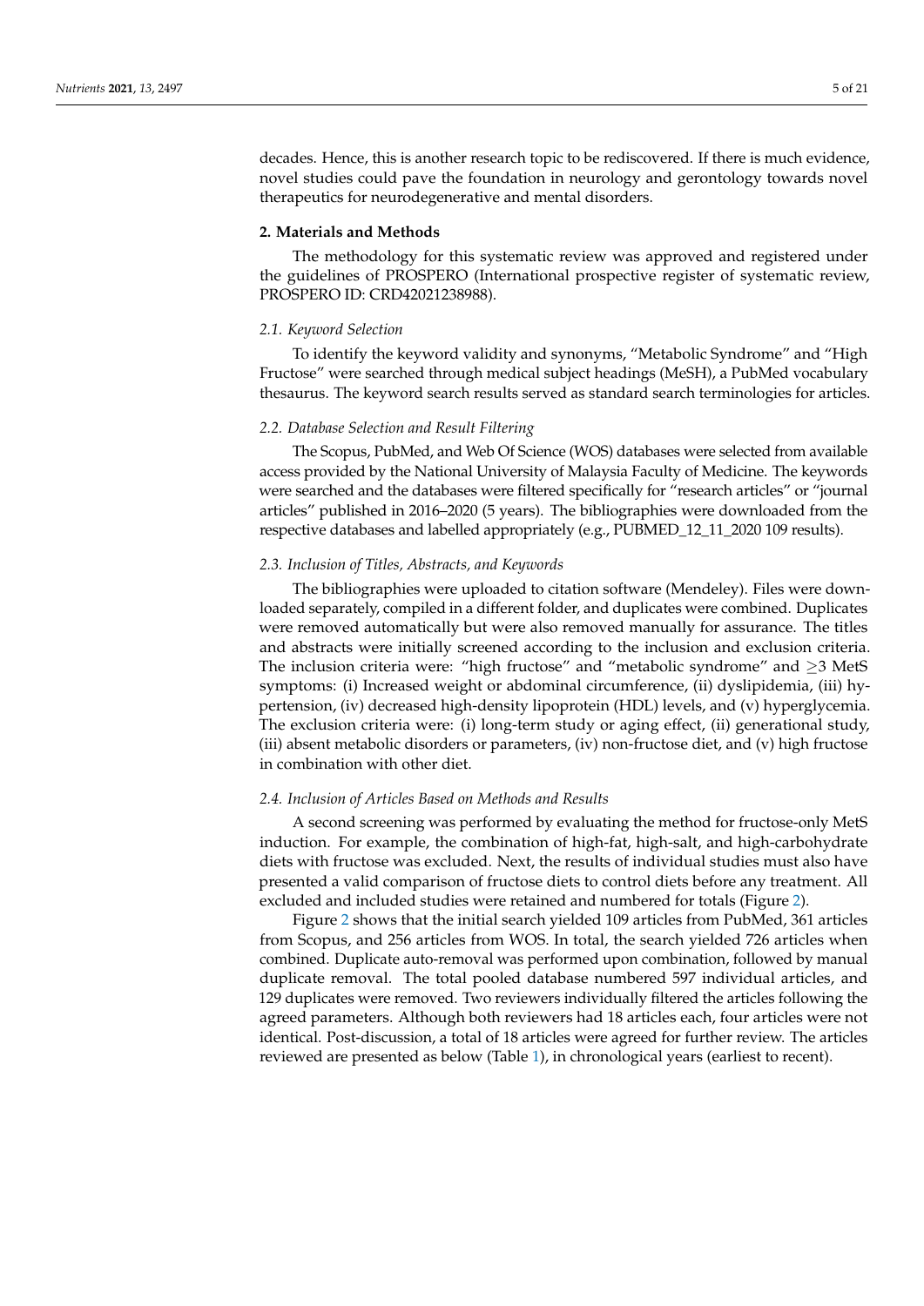decades. Hence, this is another research topic to be rediscovered. If there is much evidence, novel studies could pave the foundation in neurology and gerontology towards novel therapeutics for neurodegenerative and mental disorders.

## 2. Materials and Methods

The methodology for this systematic review was approved and registered under the guidelines of PROSPERO (International prospective register of systematic review, PROSPERO ID: CRD42021238988).

### *2.1. Keyword Selection*

To identify the keyword validity and synonyms, "Metabolic Syndrome" and "High Fructose" were searched through medical subject headings (MeSH), a PubMed vocabulary thesaurus. The keyword search results served as standard search terminologies for articles.

### *2.2. Database Selection and Result Filtering*

The Scopus, PubMed, and Web Of Science (WOS) databases were selected from available access provided by the National University of Malaysia Faculty of Medicine. The keywords were searched and the databases were filtered specifically for "research articles" or "journal articles" published in 2016–2020 (5 years). The bibliographies were downloaded from the respective databases and labelled appropriately (e.g., PUBMED_12_11_2020 109 results).

### *2.3. Inclusion of Titles, Abstracts, and Keywords*

The bibliographies were uploaded to citation software (Mendeley). Files were downloaded separately, compiled in a different folder, and duplicates were combined. Duplicates were removed automatically but were also removed manually for assurance. The titles and abstracts were initially screened according to the inclusion and exclusion criteria. The inclusion criteria were: "high fructose" and "metabolic syndrome" and $\geq$3 MetS symptoms: (i) Increased weight or abdominal circumference, (ii) dyslipidemia, (iii) hypertension, (iv) decreased high-density lipoprotein (HDL) levels, and (v) hyperglycemia. The exclusion criteria were: (i) long-term study or aging effect, (ii) generational study, (iii) absent metabolic disorders or parameters, (iv) non-fructose diet, and (v) high fructose in combination with other diet.

### *2.4. Inclusion of Articles Based on Methods and Results*

A second screening was performed by evaluating the method for fructose-only MetS induction. For example, the combination of high-fat, high-salt, and high-carbohydrate diets with fructose was excluded. Next, the results of individual studies must also have presented a valid comparison of fructose diets to control diets before any treatment. All excluded and included studies were retained and numbered for totals (Figure 2).

Figure 2 shows that the initial search yielded 109 articles from PubMed, 361 articles from Scopus, and 256 articles from WOS. In total, the search yielded 726 articles when combined. Duplicate auto-removal was performed upon combination, followed by manual duplicate removal. The total pooled database numbered 597 individual articles, and 129 duplicates were removed. Two reviewers individually filtered the articles following the agreed parameters. Although both reviewers had 18 articles each, four articles were not identical. Post-discussion, a total of 18 articles were agreed for further review. The articles reviewed are presented as below (Table 1), in chronological years (earliest to recent).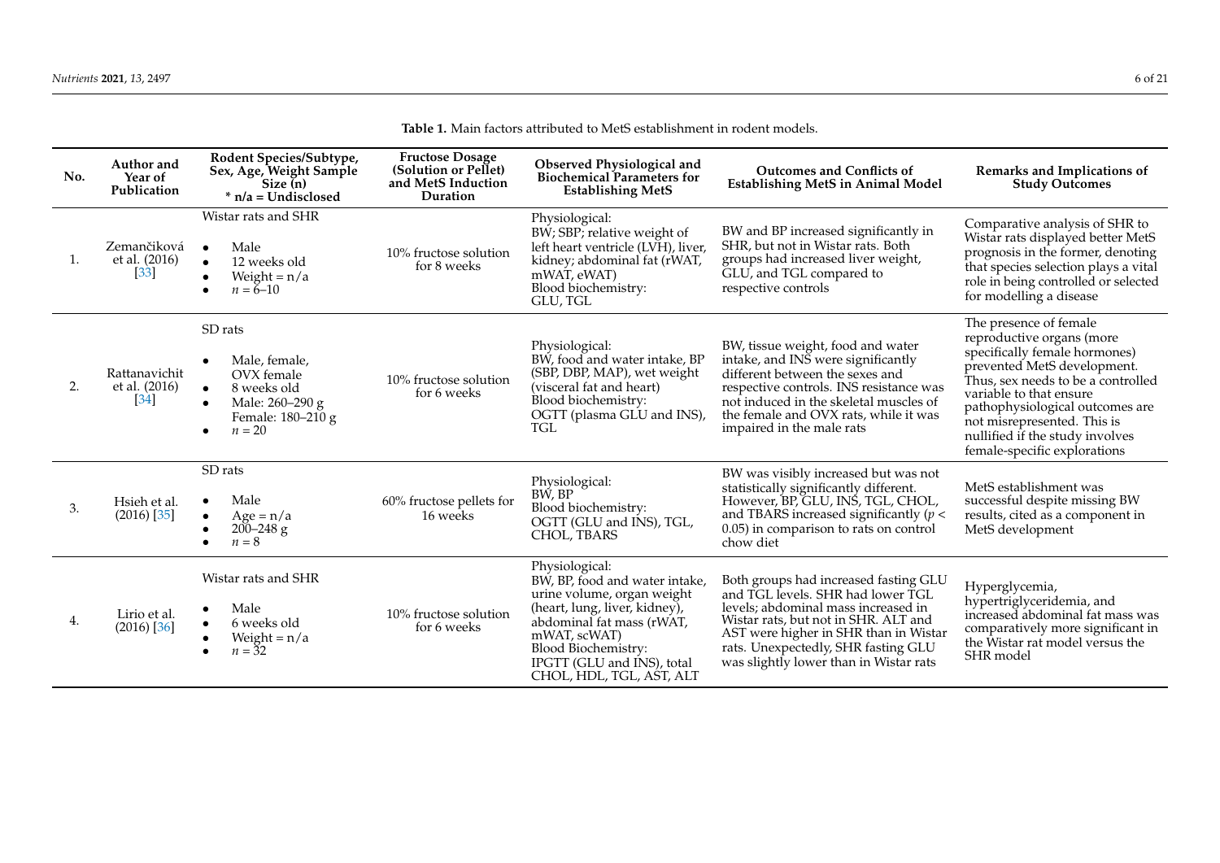**Table 1.** Main factors attributed to MetS establishment in rodent models.

| No. | Author and Year of Publication | Rodent Species/Subtype, Sex, Age, Weight Sample Size (n) * n/a = Undisclosed | Fructose Dosage (Solution or Pellet) and MetS Induction Duration | Observed Physiological and Biochemical Parameters for Establishing MetS | Outcomes and Conflicts of Establishing MetS in Animal Model | Remarks and Implications of Study Outcomes |
|---|---|---|---|---|---|---|
| 1. | Zemančiková et al. (2016) [33] | Wistar rats and SHR<br>• Male<br>• 12 weeks old<br>• Weight = n/a<br>• $n$ = 6–10 | 10% fructose solution for 8 weeks | Physiological:<br>BW; SBP; relative weight of left heart ventricle (LVH), liver, kidney; abdominal fat (rWAT, mWAT, eWAT)<br>Blood biochemistry:<br>GLU, TGL | BW and BP increased significantly in SHR, but not in Wistar rats. Both groups had increased liver weight, GLU, and TGL compared to respective controls | Comparative analysis of SHR to Wistar rats displayed better MetS prognosis in the former, denoting that species selection plays a vital role in being controlled or selected for modelling a disease |
| 2. | Rattanavichit et al. (2016) [34] | SD rats<br>• Male, female, OVX female<br>• 8 weeks old<br>• Male: 260–290 g<br>  Female: 180–210 g<br>• $n$ = 20 | 10% fructose solution for 6 weeks | Physiological:<br>BW, food and water intake, BP (SBP, DBP, MAP), wet weight (visceral fat and heart)<br>Blood biochemistry:<br>OGTT (plasma GLU and INS), TGL | BW, tissue weight, food and water intake, and INS were significantly different between the sexes and respective controls. INS resistance was not induced in the skeletal muscles of the female and OVX rats, while it was impaired in the male rats | The presence of female reproductive organs (more specifically female hormones) prevented MetS development. Thus, sex needs to be a controlled variable to that ensure pathophysiological outcomes are not misrepresented. This is nullified if the study involves female-specific explorations |
| 3. | Hsieh et al. (2016) [35] | SD rats<br>• Male<br>• Age = n/a<br>• 200–248 g<br>• $n$ = 8 | 60% fructose pellets for 16 weeks | Physiological:<br>BW, BP<br>Blood biochemistry:<br>OGTT (GLU and INS), TGL, CHOL, TBARS | BW was visibly increased but was not statistically significantly different. However, BP, GLU, INS, TGL, CHOL, and TBARS increased significantly ($p$ < 0.05) in comparison to rats on control chow diet | MetS establishment was successful despite missing BW results, cited as a component in MetS development |
| 4. | Lirio et al. (2016) [36] | Wistar rats and SHR<br>• Male<br>• 6 weeks old<br>• Weight = n/a<br>• $n$ = 32 | 10% fructose solution for 6 weeks | Physiological:<br>BW, BP, food and water intake, urine volume, organ weight (heart, lung, liver, kidney), abdominal fat mass (rWAT, mWAT, scWAT)<br>Blood Biochemistry:<br>IPGTT (GLU and INS), total CHOL, HDL, TGL, AST, ALT | Both groups had increased fasting GLU and TGL levels. SHR had lower TGL levels; abdominal mass increased in Wistar rats, but not in SHR. ALT and AST were higher in SHR than in Wistar rats. Unexpectedly, SHR fasting GLU was slightly lower than in Wistar rats | Hyperglycemia, hypertriglyceridemia, and increased abdominal fat mass was comparatively more significant in the Wistar rat model versus the SHR model |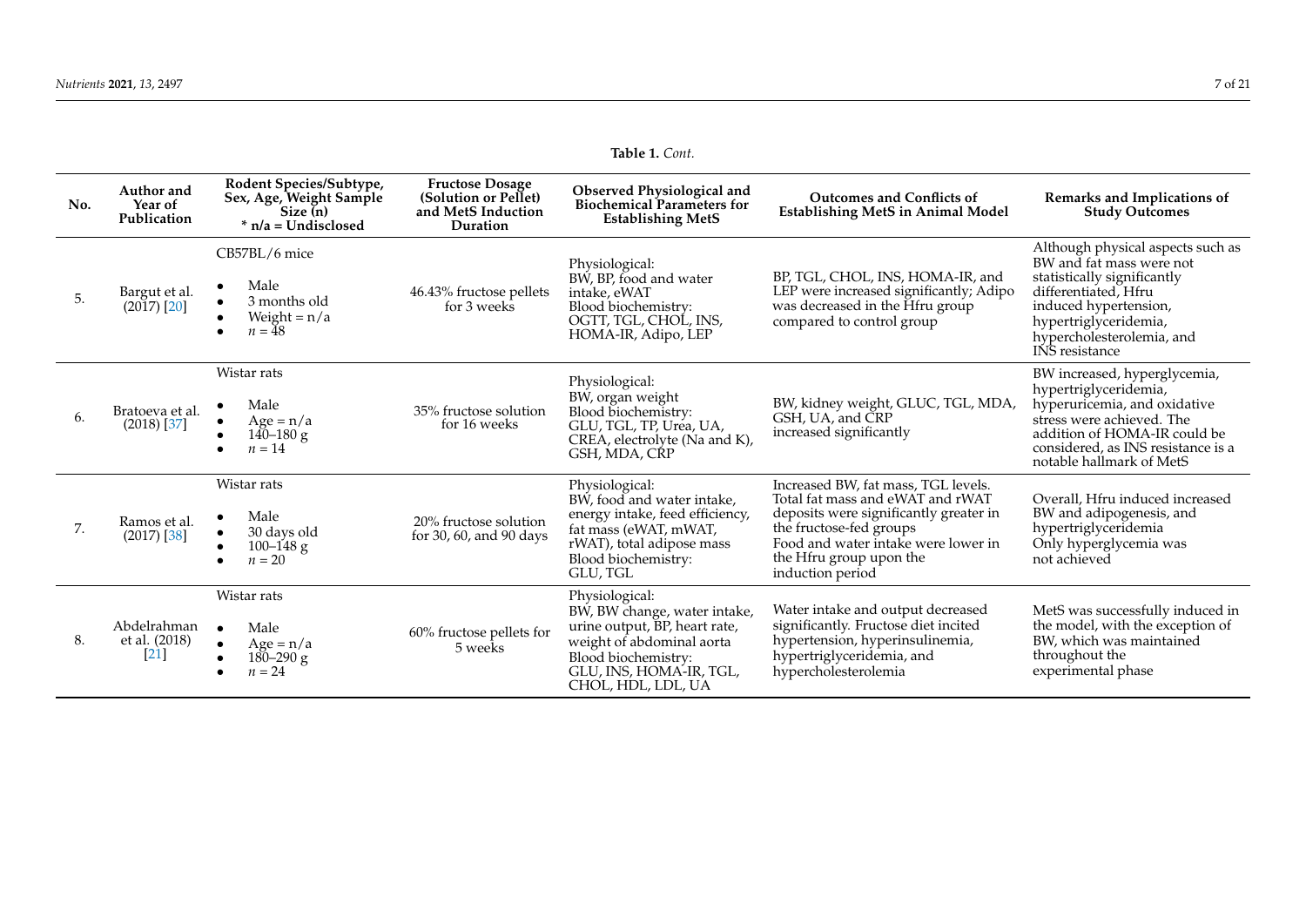**Table 1.** *Cont.*

| No. | Author and Year of Publication | Rodent Species/Subtype, Sex, Age, Weight Sample Size (n) * n/a = Undisclosed | Fructose Dosage (Solution or Pellet) and MetS Induction Duration | Observed Physiological and Biochemical Parameters for Establishing MetS | Outcomes and Conflicts of Establishing MetS in Animal Model | Remarks and Implications of Study Outcomes |
|---|---|---|---|---|---|---|
| 5. | Bargut et al. (2017) [20] | CB57BL/6 mice<br>• Male<br>• 3 months old<br>• Weight = n/a<br>• $n$ = 48 | 46.43% fructose pellets for 3 weeks | Physiological:<br>BW, BP, food and water intake, eWAT<br>Blood biochemistry:<br>OGTT, TGL, CHOL, INS, HOMA-IR, Adipo, LEP | BP, TGL, CHOL, INS, HOMA-IR, and LEP were increased significantly; Adipo was decreased in the Hfru group compared to control group | Although physical aspects such as BW and fat mass were not statistically significantly differentiated, Hfru induced hypertension, hypertriglyceridemia, hypercholesterolemia, and INS resistance |
| 6. | Bratoeva et al. (2018) [37] | Wistar rats<br>• Male<br>• Age = n/a<br>• 140–180 g<br>• $n$ = 14 | 35% fructose solution for 16 weeks | Physiological:<br>BW, organ weight<br>Blood biochemistry:<br>GLU, TGL, TP, Urea, UA, CREA, electrolyte (Na and K), GSH, MDA, CRP | BW, kidney weight, GLUC, TGL, MDA, GSH, UA, and CRP increased significantly | BW increased, hyperglycemia, hypertriglyceridemia, hyperuricemia, and oxidative stress were achieved. The addition of HOMA-IR could be considered, as INS resistance is a notable hallmark of MetS |
| 7. | Ramos et al. (2017) [38] | Wistar rats<br>• Male<br>• 30 days old<br>• 100–148 g<br>• $n$ = 20 | 20% fructose solution for 30, 60, and 90 days | Physiological:<br>BW, food and water intake, energy intake, feed efficiency, fat mass (eWAT, mWAT, rWAT), total adipose mass<br>Blood biochemistry:<br>GLU, TGL | Increased BW, fat mass, TGL levels. Total fat mass and eWAT and rWAT deposits were significantly greater in the fructose-fed groups<br>Food and water intake were lower in the Hfru group upon the induction period | Overall, Hfru induced increased BW and adipogenesis, and hypertriglyceridemia<br>Only hyperglycemia was not achieved |
| 8. | Abdelrahman et al. (2018) [21] | Wistar rats<br>• Male<br>• Age = n/a<br>• 180–290 g<br>• $n$ = 24 | 60% fructose pellets for 5 weeks | Physiological:<br>BW, BW change, water intake, urine output, BP, heart rate, weight of abdominal aorta<br>Blood biochemistry:<br>GLU, INS, HOMA-IR, TGL, CHOL, HDL, LDL, UA | Water intake and output decreased significantly. Fructose diet incited hypertension, hyperinsulinemia, hypertriglyceridemia, and hypercholesterolemia | MetS was successfully induced in the model, with the exception of BW, which was maintained throughout the experimental phase |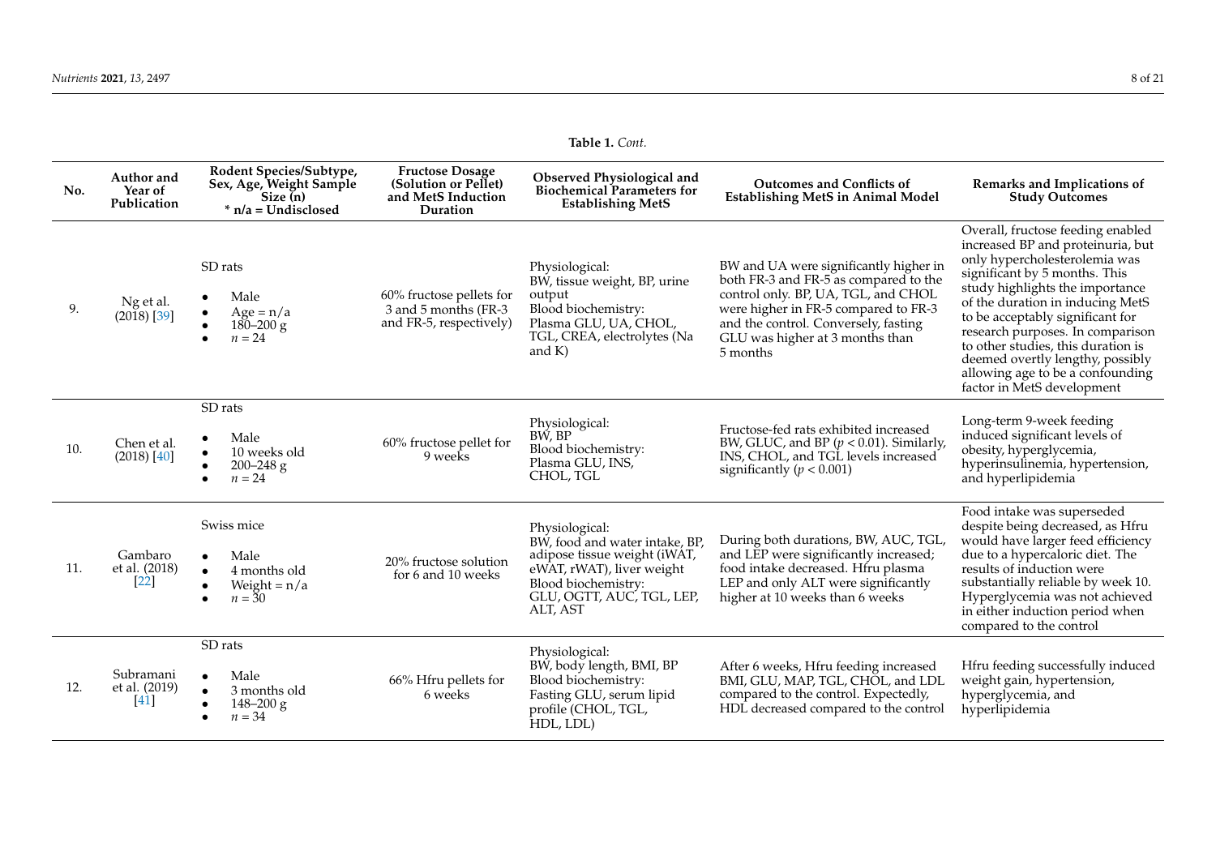**Table 1.** *Cont.*

| No. | Author and Year of Publication | Rodent Species/Subtype, Sex, Age, Weight Sample Size (n) * n/a = Undisclosed | Fructose Dosage (Solution or Pellet) and MetS Induction Duration | Observed Physiological and Biochemical Parameters for Establishing MetS | Outcomes and Conflicts of Establishing MetS in Animal Model | Remarks and Implications of Study Outcomes |
|---|---|---|---|---|---|---|
| 9. | Ng et al. (2018) [39] | SD rats<br>• Male<br>• Age = n/a<br>• 180–200 g<br>• $n = 24$ | 60% fructose pellets for 3 and 5 months (FR-3 and FR-5, respectively) | Physiological:<br>BW, tissue weight, BP, urine output<br>Blood biochemistry:<br>Plasma GLU, UA, CHOL, TGL, CREA, electrolytes (Na and K) | BW and UA were significantly higher in both FR-3 and FR-5 as compared to the control only. BP, UA, TGL, and CHOL were higher in FR-5 compared to FR-3 and the control. Conversely, fasting GLU was higher at 3 months than 5 months | Overall, fructose feeding enabled increased BP and proteinuria, but only hypercholesterolemia was significant by 5 months. This study highlights the importance of the duration in inducing MetS to be acceptably significant for research purposes. In comparison to other studies, this duration is deemed overtly lengthy, possibly allowing age to be a confounding factor in MetS development |
| 10. | Chen et al. (2018) [40] | SD rats<br>• Male<br>• 10 weeks old<br>• 200–248 g<br>• $n = 24$ | 60% fructose pellet for 9 weeks | Physiological:<br>BW, BP<br>Blood biochemistry:<br>Plasma GLU, INS, CHOL, TGL | Fructose-fed rats exhibited increased BW, GLUC, and BP ($p < 0.01$). Similarly, INS, CHOL, and TGL levels increased significantly ($p < 0.001$) | Long-term 9-week feeding induced significant levels of obesity, hyperglycemia, hyperinsulinemia, hypertension, and hyperlipidemia |
| 11. | Gambaro et al. (2018) [22] | Swiss mice<br>• Male<br>• 4 months old<br>• Weight = n/a<br>• $n = 30$ | 20% fructose solution for 6 and 10 weeks | Physiological:<br>BW, food and water intake, BP, adipose tissue weight (iWAT, eWAT, rWAT), liver weight<br>Blood biochemistry:<br>GLU, OGTT, AUC, TGL, LEP, ALT, AST | During both durations, BW, AUC, TGL, and LEP were significantly increased; food intake decreased. Hfru plasma LEP and only ALT were significantly higher at 10 weeks than 6 weeks | Food intake was superseded despite being decreased, as Hfru would have larger feed efficiency due to a hypercaloric diet. The results of induction were substantially reliable by week 10. Hyperglycemia was not achieved in either induction period when compared to the control |
| 12. | Subramani et al. (2019) [41] | SD rats<br>• Male<br>• 3 months old<br>• 148–200 g<br>• $n = 34$ | 66% Hfru pellets for 6 weeks | Physiological:<br>BW, body length, BMI, BP<br>Blood biochemistry:<br>Fasting GLU, serum lipid profile (CHOL, TGL, HDL, LDL) | After 6 weeks, Hfru feeding increased BMI, GLU, MAP, TGL, CHOL, and LDL compared to the control. Expectedly, HDL decreased compared to the control | Hfru feeding successfully induced weight gain, hypertension, hyperglycemia, and hyperlipidemia |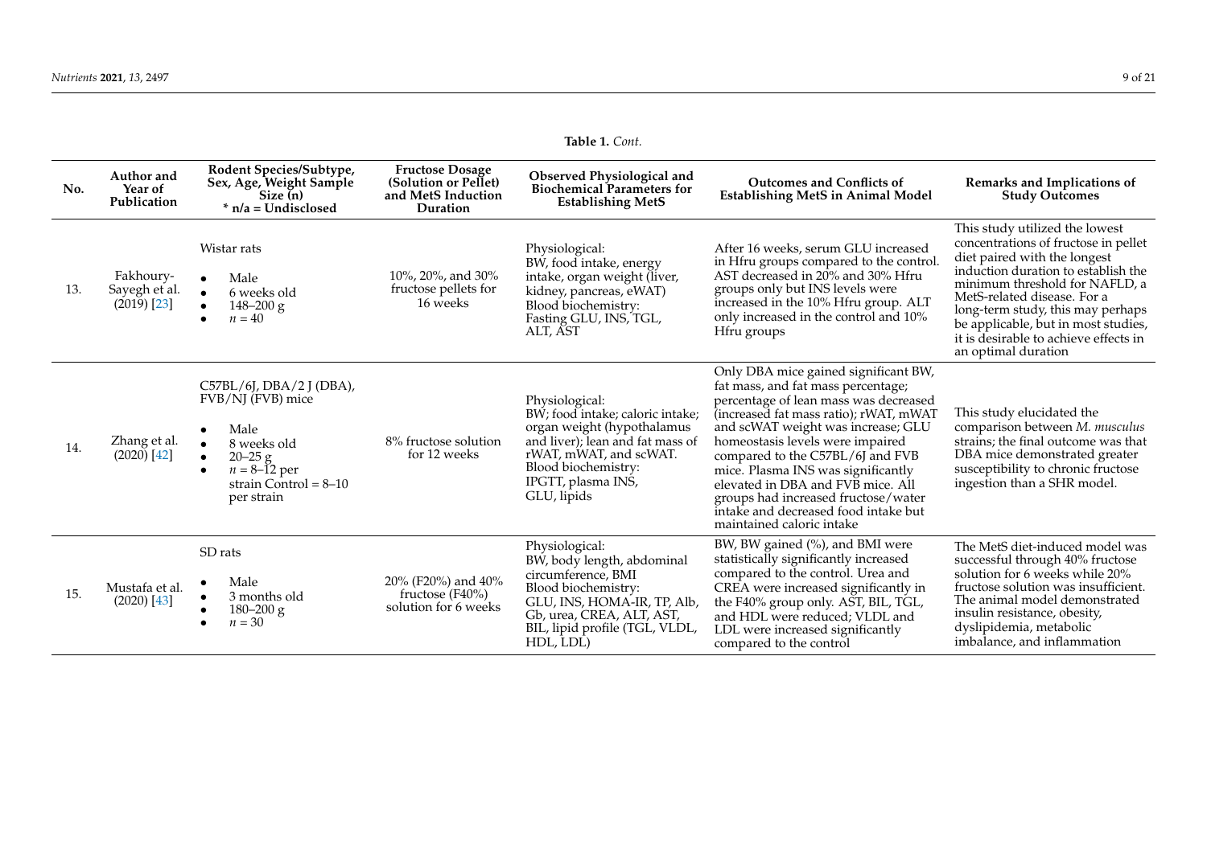**Table 1.** *Cont.*

| No. | Author and Year of Publication | Rodent Species/Subtype, Sex, Age, Weight Sample Size (n) * n/a = Undisclosed | Fructose Dosage (Solution or Pellet) and MetS Induction Duration | Observed Physiological and Biochemical Parameters for Establishing MetS | Outcomes and Conflicts of Establishing MetS in Animal Model | Remarks and Implications of Study Outcomes |
|---|---|---|---|---|---|---|
| 13. | Fakhoury-Sayegh et al. (2019) [23] | Wistar rats<br>• Male<br>• 6 weeks old<br>• 148–200 g<br>• *n* = 40 | 10%, 20%, and 30% fructose pellets for 16 weeks | Physiological:<br>BW, food intake, energy intake, organ weight (liver, kidney, pancreas, eWAT)<br>Blood biochemistry:<br>Fasting GLU, INS, TGL, ALT, AST | After 16 weeks, serum GLU increased in Hfru groups compared to the control. AST decreased in 20% and 30% Hfru groups only but INS levels were increased in the 10% Hfru group. ALT only increased in the control and 10% Hfru groups | This study utilized the lowest concentrations of fructose in pellet diet paired with the longest induction duration to establish the minimum threshold for NAFLD, a MetS-related disease. For a long-term study, this may perhaps be applicable, but in most studies, it is desirable to achieve effects in an optimal duration |
| 14. | Zhang et al. (2020) [42] | C57BL/6J, DBA/2 J (DBA), FVB/NJ (FVB) mice<br>• Male<br>• 8 weeks old<br>• 20–25 g<br>• *n* = 8–12 per strain Control = 8–10 per strain | 8% fructose solution for 12 weeks | Physiological:<br>BW; food intake; caloric intake; organ weight (hypothalamus and liver); lean and fat mass of rWAT, mWAT, and scWAT.<br>Blood biochemistry:<br>IPGTT, plasma INS, GLU, lipids | Only DBA mice gained significant BW, fat mass, and fat mass percentage; percentage of lean mass was decreased (increased fat mass ratio); rWAT, mWAT and scWAT weight was increase; GLU homeostasis levels were impaired compared to the C57BL/6J and FVB mice. Plasma INS was significantly elevated in DBA and FVB mice. All groups had increased fructose/water intake and decreased food intake but maintained caloric intake | This study elucidated the comparison between *M. musculus* strains; the final outcome was that DBA mice demonstrated greater susceptibility to chronic fructose ingestion than a SHR model. |
| 15. | Mustafa et al. (2020) [43] | SD rats<br>• Male<br>• 3 months old<br>• 180–200 g<br>• *n* = 30 | 20% (F20%) and 40% fructose (F40%) solution for 6 weeks | Physiological:<br>BW, body length, abdominal circumference, BMI<br>Blood biochemistry:<br>GLU, INS, HOMA-IR, TP, Alb, Gb, urea, CREA, ALT, AST, BIL, lipid profile (TGL, VLDL, HDL, LDL) | BW, BW gained (%), and BMI were statistically significantly increased compared to the control. Urea and CREA were increased significantly in the F40% group only. AST, BIL, TGL, and HDL were reduced; VLDL and LDL were increased significantly compared to the control | The MetS diet-induced model was successful through 40% fructose solution for 6 weeks while 20% fructose solution was insufficient. The animal model demonstrated insulin resistance, obesity, dyslipidemia, metabolic imbalance, and inflammation |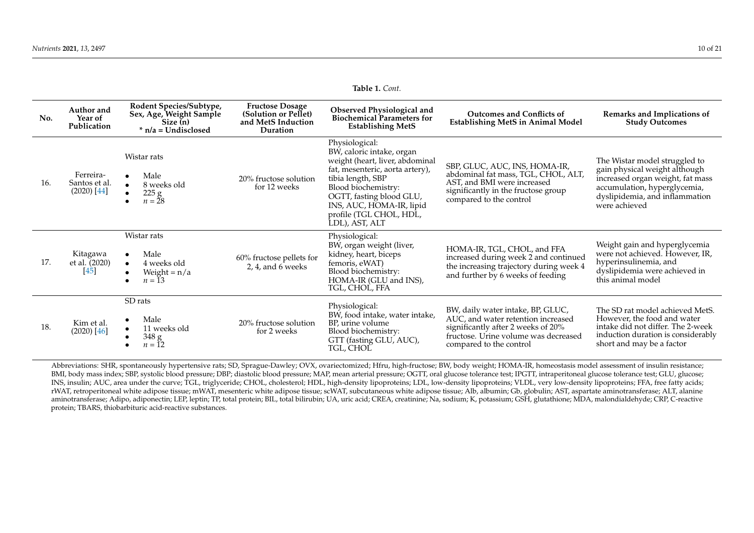**Table 1.** *Cont.*

| No. | Author and Year of Publication | Rodent Species/Subtype, Sex, Age, Weight Sample Size (n) * n/a = Undisclosed | Fructose Dosage (Solution or Pellet) and MetS Induction Duration | Observed Physiological and Biochemical Parameters for Establishing MetS | Outcomes and Conflicts of Establishing MetS in Animal Model | Remarks and Implications of Study Outcomes |
|---|---|---|---|---|---|---|
| 16. | Ferreira-Santos et al. (2020) [44] | Wistar rats<br>• Male<br>• 8 weeks old<br>• 225 g<br>• $n = 28$ | 20% fructose solution for 12 weeks | Physiological:<br>BW, caloric intake, organ weight (heart, liver, abdominal fat, mesenteric, aorta artery), tibia length, SBP<br>Blood biochemistry:<br>OGTT, fasting blood GLU, INS, AUC, HOMA-IR, lipid profile (TGL CHOL, HDL, LDL), AST, ALT | SBP, GLUC, AUC, INS, HOMA-IR, abdominal fat mass, TGL, CHOL, ALT, AST, and BMI were increased significantly in the fructose group compared to the control | The Wistar model struggled to gain physical weight although increased organ weight, fat mass accumulation, hyperglycemia, dyslipidemia, and inflammation were achieved |
| 17. | Kitagawa et al. (2020) [45] | Wistar rats<br>• Male<br>• 4 weeks old<br>• Weight = n/a<br>• $n = 13$ | 60% fructose pellets for 2, 4, and 6 weeks | Physiological:<br>BW, organ weight (liver, kidney, heart, biceps femoris, eWAT)<br>Blood biochemistry:<br>HOMA-IR (GLU and INS), TGL, CHOL, FFA | HOMA-IR, TGL, CHOL, and FFA increased during week 2 and continued the increasing trajectory during week 4 and further by 6 weeks of feeding | Weight gain and hyperglycemia were not achieved. However, IR, hyperinsulinemia, and dyslipidemia were achieved in this animal model |
| 18. | Kim et al. (2020) [46] | SD rats<br>• Male<br>• 11 weeks old<br>• 348 g<br>• $n = 12$ | 20% fructose solution for 2 weeks | Physiological:<br>BW, food intake, water intake, BP, urine volume<br>Blood biochemistry:<br>GTT (fasting GLU, AUC), TGL, CHOL | BW, daily water intake, BP, GLUC, AUC, and water retention increased significantly after 2 weeks of 20% fructose. Urine volume was decreased compared to the control | The SD rat model achieved MetS. However, the food and water intake did not differ. The 2-week induction duration is considerably short and may be a factor |

Abbreviations: SHR, spontaneously hypertensive rats; SD, Sprague-Dawley; OVX, ovariectomized; Hfru, high-fructose; BW, body weight; HOMA-IR, homeostasis model assessment of insulin resistance; BMI, body mass index; SBP, systolic blood pressure; DBP; diastolic blood pressure; MAP, mean arterial pressure; OGTT, oral glucose tolerance test; IPGTT, intraperitoneal glucose tolerance test; GLU, glucose; INS, insulin; AUC, area under the curve; TGL, triglyceride; CHOL, cholesterol; HDL, high-density lipoproteins; LDL, low-density lipoproteins; VLDL, very low-density lipoproteins; FFA, free fatty acids; rWAT, retroperitoneal white adipose tissue; mWAT, mesenteric white adipose tissue; scWAT, subcutaneous white adipose tissue; Alb, albumin; Gb, globulin; AST, aspartate aminotransferase; ALT, alanine aminotransferase; Adipo, adiponectin; LEP, leptin; TP, total protein; BIL, total bilirubin; UA, uric acid; CREA, creatinine; Na, sodium; K, potassium; GSH, glutathione; MDA, malondialdehyde; CRP, C-reactive protein; TBARS, thiobarbituric acid-reactive substances.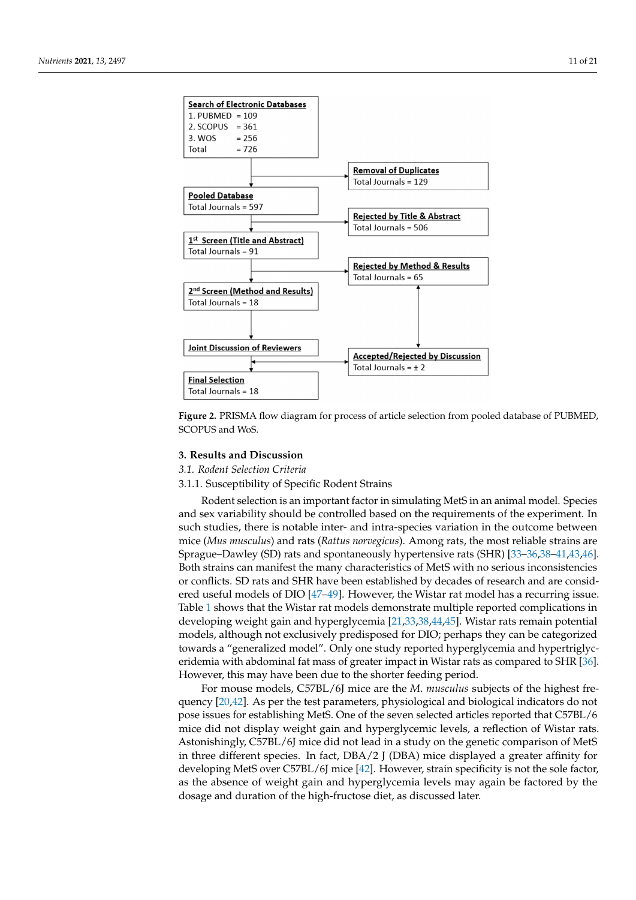Search of Electronic Databases
1. PUBMED = 109
2. SCOPUS = 361
3. WOS = 256
Total = 726

Removal of Duplicates
Total Journals = 129

Pooled Database
Total Journals = 597

Rejected by Title & Abstract
Total Journals = 506

1st Screen (Title and Abstract)
Total Journals = 91

Rejected by Method & Results
Total Journals = 65

2nd Screen (Method and Results)
Total Journals = 18

Joint Discussion of Reviewers

Accepted/Rejected by Discussion
Total Journals = ± 2

Final Selection
Total Journals = 18

**Figure 2.** PRISMA flow diagram for process of article selection from pooled database of PUBMED, SCOPUS and WoS.

## 3. Results and Discussion

### 3.1. Rodent Selection Criteria

#### 3.1.1. Susceptibility of Specific Rodent Strains

Rodent selection is an important factor in simulating MetS in an animal model. Species and sex variability should be controlled based on the requirements of the experiment. In such studies, there is notable inter- and intra-species variation in the outcome between mice (*Mus musculus*) and rats (*Rattus norvegicus*). Among rats, the most reliable strains are Sprague–Dawley (SD) rats and spontaneously hypertensive rats (SHR) [33–36,38–41,43,46]. Both strains can manifest the many characteristics of MetS with no serious inconsistencies or conflicts. SD rats and SHR have been established by decades of research and are considered useful models of DIO [47–49]. However, the Wistar rat model has a recurring issue. Table 1 shows that the Wistar rat models demonstrate multiple reported complications in developing weight gain and hyperglycemia [21,33,38,44,45]. Wistar rats remain potential models, although not exclusively predisposed for DIO; perhaps they can be categorized towards a "generalized model". Only one study reported hyperglycemia and hypertriglyceridemia with abdominal fat mass of greater impact in Wistar rats as compared to SHR [36]. However, this may have been due to the shorter feeding period.

For mouse models, C57BL/6J mice are the *M. musculus* subjects of the highest frequency [20,42]. As per the test parameters, physiological and biological indicators do not pose issues for establishing MetS. One of the seven selected articles reported that C57BL/6 mice did not display weight gain and hyperglycemic levels, a reflection of Wistar rats. Astonishingly, C57BL/6J mice did not lead in a study on the genetic comparison of MetS in three different species. In fact, DBA/2 J (DBA) mice displayed a greater affinity for developing MetS over C57BL/6J mice [42]. However, strain specificity is not the sole factor, as the absence of weight gain and hyperglycemia levels may again be factored by the dosage and duration of the high-fructose diet, as discussed later.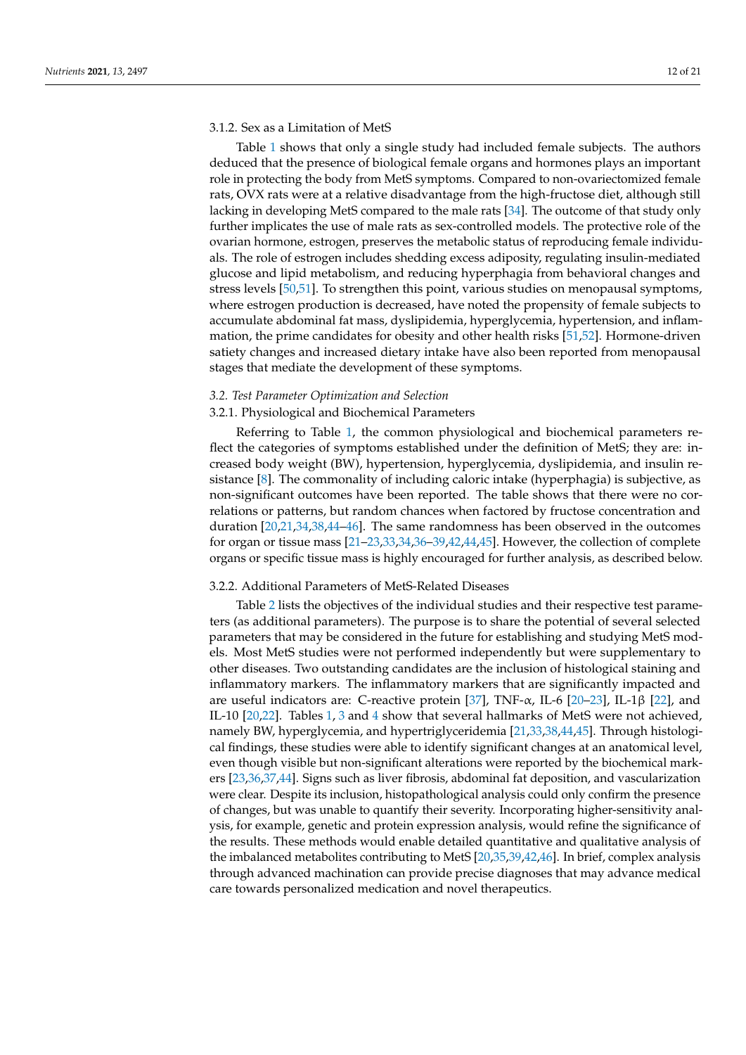#### 3.1.2. Sex as a Limitation of MetS

Table 1 shows that only a single study had included female subjects. The authors deduced that the presence of biological female organs and hormones plays an important role in protecting the body from MetS symptoms. Compared to non-ovariectomized female rats, OVX rats were at a relative disadvantage from the high-fructose diet, although still lacking in developing MetS compared to the male rats [34]. The outcome of that study only further implicates the use of male rats as sex-controlled models. The protective role of the ovarian hormone, estrogen, preserves the metabolic status of reproducing female individuals. The role of estrogen includes shedding excess adiposity, regulating insulin-mediated glucose and lipid metabolism, and reducing hyperphagia from behavioral changes and stress levels [50,51]. To strengthen this point, various studies on menopausal symptoms, where estrogen production is decreased, have noted the propensity of female subjects to accumulate abdominal fat mass, dyslipidemia, hyperglycemia, hypertension, and inflammation, the prime candidates for obesity and other health risks [51,52]. Hormone-driven satiety changes and increased dietary intake have also been reported from menopausal stages that mediate the development of these symptoms.

### *3.2. Test Parameter Optimization and Selection*

#### 3.2.1. Physiological and Biochemical Parameters

Referring to Table 1, the common physiological and biochemical parameters reflect the categories of symptoms established under the definition of MetS; they are: increased body weight (BW), hypertension, hyperglycemia, dyslipidemia, and insulin resistance [8]. The commonality of including caloric intake (hyperphagia) is subjective, as non-significant outcomes have been reported. The table shows that there were no correlations or patterns, but random chances when factored by fructose concentration and duration [20,21,34,38,44–46]. The same randomness has been observed in the outcomes for organ or tissue mass [21–23,33,34,36–39,42,44,45]. However, the collection of complete organs or specific tissue mass is highly encouraged for further analysis, as described below.

#### 3.2.2. Additional Parameters of MetS-Related Diseases

Table 2 lists the objectives of the individual studies and their respective test parameters (as additional parameters). The purpose is to share the potential of several selected parameters that may be considered in the future for establishing and studying MetS models. Most MetS studies were not performed independently but were supplementary to other diseases. Two outstanding candidates are the inclusion of histological staining and inflammatory markers. The inflammatory markers that are significantly impacted and are useful indicators are: C-reactive protein [37], TNF-α, IL-6 [20–23], IL-1β [22], and IL-10 [20,22]. Tables 1, 3 and 4 show that several hallmarks of MetS were not achieved, namely BW, hyperglycemia, and hypertriglyceridemia [21,33,38,44,45]. Through histological findings, these studies were able to identify significant changes at an anatomical level, even though visible but non-significant alterations were reported by the biochemical markers [23,36,37,44]. Signs such as liver fibrosis, abdominal fat deposition, and vascularization were clear. Despite its inclusion, histopathological analysis could only confirm the presence of changes, but was unable to quantify their severity. Incorporating higher-sensitivity analysis, for example, genetic and protein expression analysis, would refine the significance of the results. These methods would enable detailed quantitative and qualitative analysis of the imbalanced metabolites contributing to MetS [20,35,39,42,46]. In brief, complex analysis through advanced machination can provide precise diagnoses that may advance medical care towards personalized medication and novel therapeutics.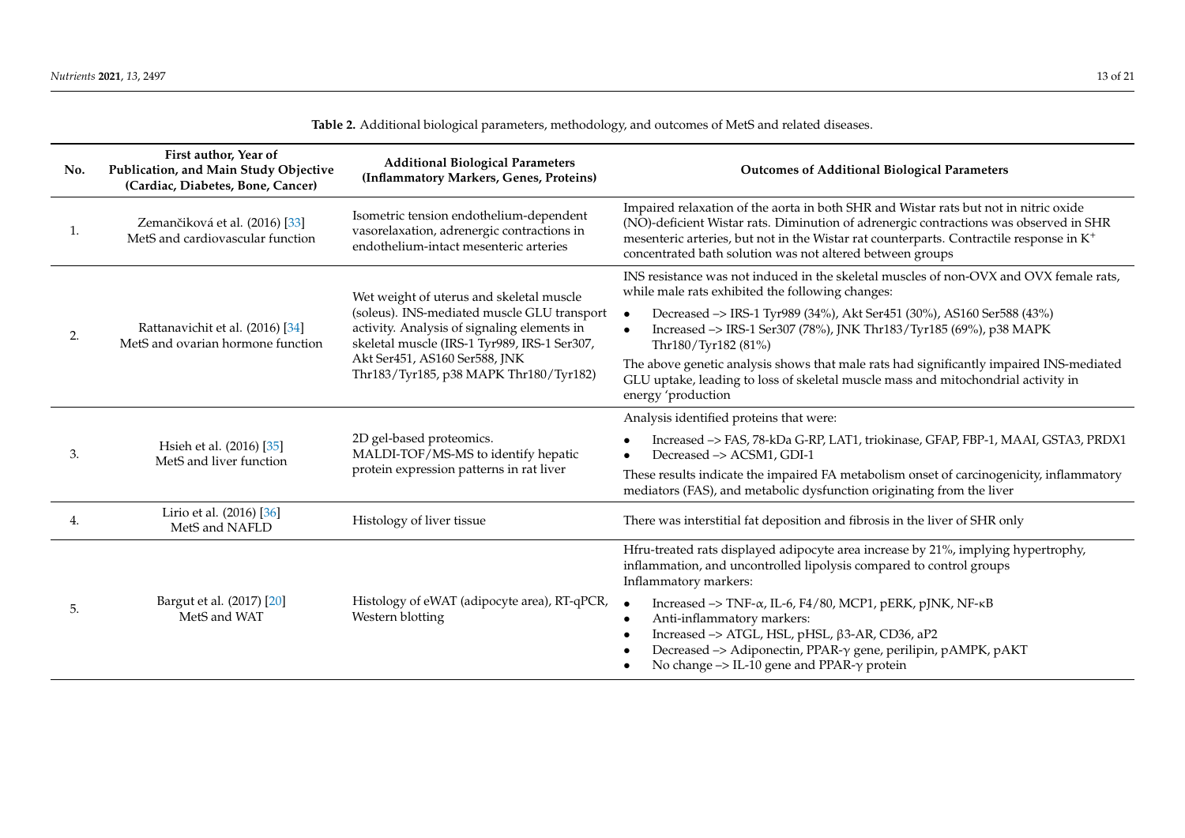**Table 2.** Additional biological parameters, methodology, and outcomes of MetS and related diseases.

| No. | First author, Year of Publication, and Main Study Objective (Cardiac, Diabetes, Bone, Cancer) | Additional Biological Parameters (Inflammatory Markers, Genes, Proteins) | Outcomes of Additional Biological Parameters |
|---|---|---|---|
| 1. | Zemančíková et al. (2016) [33] MetS and cardiovascular function | Isometric tension endothelium-dependent vasorelaxation, adrenergic contractions in endothelium-intact mesenteric arteries | Impaired relaxation of the aorta in both SHR and Wistar rats but not in nitric oxide (NO)-deficient Wistar rats. Diminution of adrenergic contractions was observed in SHR mesenteric arteries, but not in the Wistar rat counterparts. Contractile response in $K^+$ concentrated bath solution was not altered between groups |
| 2. | Rattanavichit et al. (2016) [34] MetS and ovarian hormone function | Wet weight of uterus and skeletal muscle (soleus). INS-mediated muscle GLU transport activity. Analysis of signaling elements in skeletal muscle (IRS-1 Tyr989, IRS-1 Ser307, Akt Ser451, AS160 Ser588, JNK Thr183/Tyr185, p38 MAPK Thr180/Tyr182) | INS resistance was not induced in the skeletal muscles of non-OVX and OVX female rats, while male rats exhibited the following changes: <br>• Decreased –> IRS-1 Tyr989 (34%), Akt Ser451 (30%), AS160 Ser588 (43%) <br>• Increased –> IRS-1 Ser307 (78%), JNK Thr183/Tyr185 (69%), p38 MAPK Thr180/Tyr182 (81%) <br>The above genetic analysis shows that male rats had significantly impaired INS-mediated GLU uptake, leading to loss of skeletal muscle mass and mitochondrial activity in energy 'production |
| 3. | Hsieh et al. (2016) [35] MetS and liver function | 2D gel-based proteomics. MALDI-TOF/MS-MS to identify hepatic protein expression patterns in rat liver | Analysis identified proteins that were: <br>• Increased –> FAS, 78-kDa G-RP, LAT1, triokinase, GFAP, FBP-1, MAAI, GSTA3, PRDX1 <br>• Decreased –> ACSM1, GDI-1 <br>These results indicate the impaired FA metabolism onset of carcinogenicity, inflammatory mediators (FAS), and metabolic dysfunction originating from the liver |
| 4. | Lirio et al. (2016) [36] MetS and NAFLD | Histology of liver tissue | There was interstitial fat deposition and fibrosis in the liver of SHR only |
| 5. | Bargut et al. (2017) [20] MetS and WAT | Histology of eWAT (adipocyte area), RT-qPCR, Western blotting | Hfru-treated rats displayed adipocyte area increase by 21%, implying hypertrophy, inflammation, and uncontrolled lipolysis compared to control groups <br>Inflammatory markers: <br>• Increased –> TNF-α, IL-6, F4/80, MCP1, pERK, pJNK, NF-κB <br>• Anti-inflammatory markers: <br>• Increased –> ATGL, HSL, pHSL, β3-AR, CD36, aP2 <br>• Decreased –> Adiponectin, PPAR-γ gene, perilipin, pAMPK, pAKT <br>• No change –> IL-10 gene and PPAR-γ protein |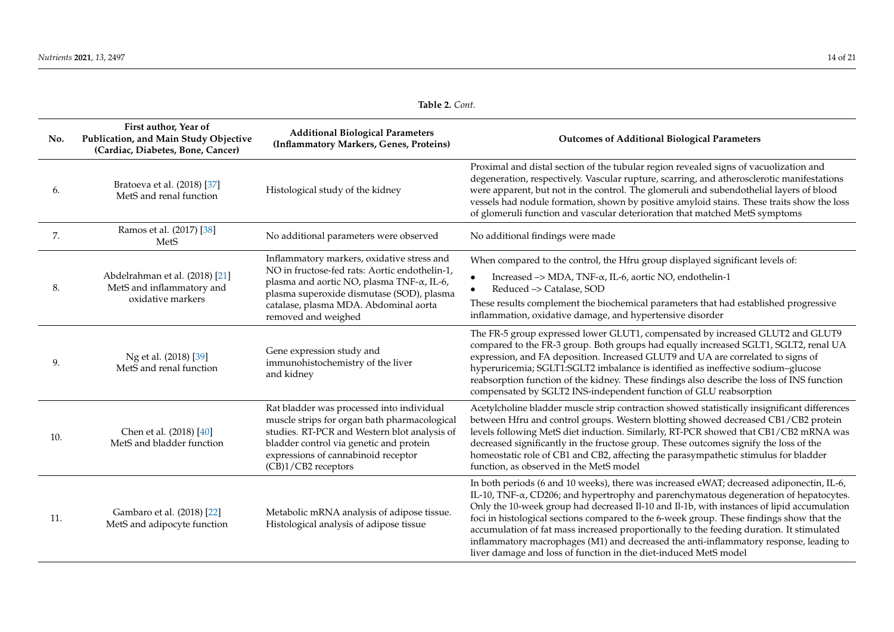**Table 2.** *Cont.*

| No. | First author, Year of Publication, and Main Study Objective (Cardiac, Diabetes, Bone, Cancer) | Additional Biological Parameters (Inflammatory Markers, Genes, Proteins) | Outcomes of Additional Biological Parameters |
|---|---|---|---|
| 6. | Bratoeva et al. (2018) [37] MetS and renal function | Histological study of the kidney | Proximal and distal section of the tubular region revealed signs of vacuolization and degeneration, respectively. Vascular rupture, scarring, and atherosclerotic manifestations were apparent, but not in the control. The glomeruli and subendothelial layers of blood vessels had nodule formation, shown by positive amyloid stains. These traits show the loss of glomeruli function and vascular deterioration that matched MetS symptoms |
| 7. | Ramos et al. (2017) [38] MetS | No additional parameters were observed | No additional findings were made |
| 8. | Abdelrahman et al. (2018) [21] MetS and inflammatory and oxidative markers | Inflammatory markers, oxidative stress and NO in fructose-fed rats: Aortic endothelin-1, plasma and aortic NO, plasma TNF-α, IL-6, plasma superoxide dismutase (SOD), plasma catalase, plasma MDA. Abdominal aorta removed and weighed | When compared to the control, the Hfru group displayed significant levels of: <br>• Increased –> MDA, TNF-α, IL-6, aortic NO, endothelin-1 <br>• Reduced –> Catalase, SOD <br>These results complement the biochemical parameters that had established progressive inflammation, oxidative damage, and hypertensive disorder |
| 9. | Ng et al. (2018) [39] MetS and renal function | Gene expression study and immunohistochemistry of the liver and kidney | The FR-5 group expressed lower GLUT1, compensated by increased GLUT2 and GLUT9 compared to the FR-3 group. Both groups had equally increased SGLT1, SGLT2, renal UA expression, and FA deposition. Increased GLUT9 and UA are correlated to signs of hyperuricemia; SGLT1:SGLT2 imbalance is identified as ineffective sodium–glucose reabsorption function of the kidney. These findings also describe the loss of INS function compensated by SGLT2 INS-independent function of GLU reabsorption |
| 10. | Chen et al. (2018) [40] MetS and bladder function | Rat bladder was processed into individual muscle strips for organ bath pharmacological studies. RT-PCR and Western blot analysis of bladder control via genetic and protein expressions of cannabinoid receptor (CB)1/CB2 receptors | Acetylcholine bladder muscle strip contraction showed statistically insignificant differences between Hfru and control groups. Western blotting showed decreased CB1/CB2 protein levels following MetS diet induction. Similarly, RT-PCR showed that CB1/CB2 mRNA was decreased significantly in the fructose group. These outcomes signify the loss of the homeostatic role of CB1 and CB2, affecting the parasympathetic stimulus for bladder function, as observed in the MetS model |
| 11. | Gambaro et al. (2018) [22] MetS and adipocyte function | Metabolic mRNA analysis of adipose tissue. Histological analysis of adipose tissue | In both periods (6 and 10 weeks), there was increased eWAT; decreased adiponectin, IL-6, IL-10, TNF-α, CD206; and hypertrophy and parenchymatous degeneration of hepatocytes. Only the 10-week group had decreased Il-10 and Il-1b, with instances of lipid accumulation foci in histological sections compared to the 6-week group. These findings show that the accumulation of fat mass increased proportionally to the feeding duration. It stimulated inflammatory macrophages (M1) and decreased the anti-inflammatory response, leading to liver damage and loss of function in the diet-induced MetS model |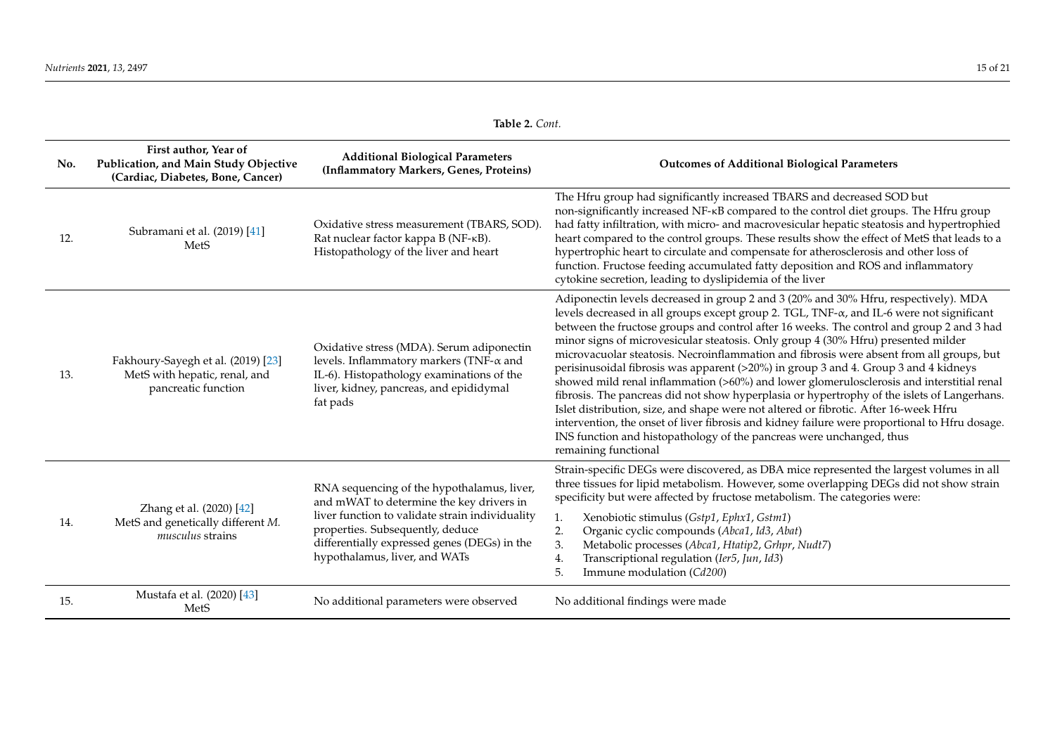**Table 2.** *Cont.*

| No. | First author, Year of Publication, and Main Study Objective (Cardiac, Diabetes, Bone, Cancer) | Additional Biological Parameters (Inflammatory Markers, Genes, Proteins) | Outcomes of Additional Biological Parameters |
|---|---|---|---|
| 12. | Subramani et al. (2019) [41] MetS | Oxidative stress measurement (TBARS, SOD). Rat nuclear factor kappa B (NF-κB). Histopathology of the liver and heart | The Hfru group had significantly increased TBARS and decreased SOD but non-significantly increased NF-κB compared to the control diet groups. The Hfru group had fatty infiltration, with micro- and macrovesicular hepatic steatosis and hypertrophied heart compared to the control groups. These results show the effect of MetS that leads to a hypertrophic heart to circulate and compensate for atherosclerosis and other loss of function. Fructose feeding accumulated fatty deposition and ROS and inflammatory cytokine secretion, leading to dyslipidemia of the liver |
| 13. | Fakhoury-Sayegh et al. (2019) [23] MetS with hepatic, renal, and pancreatic function | Oxidative stress (MDA). Serum adiponectin levels. Inflammatory markers (TNF-α and IL-6). Histopathology examinations of the liver, kidney, pancreas, and epididymal fat pads | Adiponectin levels decreased in group 2 and 3 (20% and 30% Hfru, respectively). MDA levels decreased in all groups except group 2. TGL, TNF-α, and IL-6 were not significant between the fructose groups and control after 16 weeks. The control and group 2 and 3 had minor signs of microvesicular steatosis. Only group 4 (30% Hfru) presented milder microvacuolar steatosis. Necroinflammation and fibrosis were absent from all groups, but perisinusoidal fibrosis was apparent (>20%) in group 3 and 4. Group 3 and 4 kidneys showed mild renal inflammation (>60%) and lower glomerulosclerosis and interstitial renal fibrosis. The pancreas did not show hyperplasia or hypertrophy of the islets of Langerhans. Islet distribution, size, and shape were not altered or fibrotic. After 16-week Hfru intervention, the onset of liver fibrosis and kidney failure were proportional to Hfru dosage. INS function and histopathology of the pancreas were unchanged, thus remaining functional |
| 14. | Zhang et al. (2020) [42] MetS and genetically different *M. musculus* strains | RNA sequencing of the hypothalamus, liver, and mWAT to determine the key drivers in liver function to validate strain individuality properties. Subsequently, deduce differentially expressed genes (DEGs) in the hypothalamus, liver, and WATs | Strain-specific DEGs were discovered, as DBA mice represented the largest volumes in all three tissues for lipid metabolism. However, some overlapping DEGs did not show strain specificity but were affected by fructose metabolism. The categories were: 1. Xenobiotic stimulus (*Gstp1*, *Ephx1*, *Gstm1*) 2. Organic cyclic compounds (*Abca1*, *Id3*, *Abat*) 3. Metabolic processes (*Abca1*, *Htatip2*, *Grhpr*, *Nudt7*) 4. Transcriptional regulation (*Ier5*, *Jun*, *Id3*) 5. Immune modulation (*Cd200*) |
| 15. | Mustafa et al. (2020) [43] MetS | No additional parameters were observed | No additional findings were made |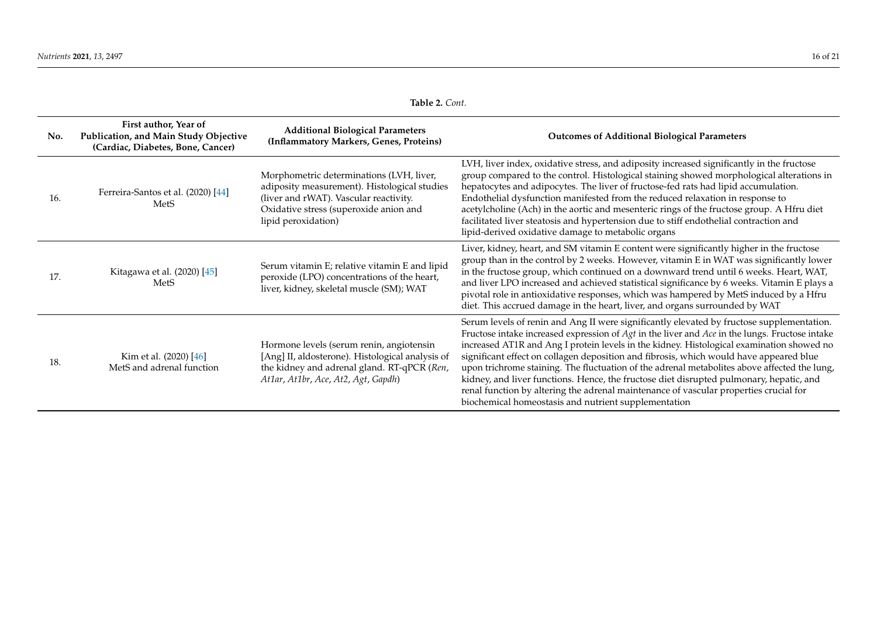**Table 2.** *Cont.*

| No. | First author, Year of Publication, and Main Study Objective (Cardiac, Diabetes, Bone, Cancer) | Additional Biological Parameters (Inflammatory Markers, Genes, Proteins) | Outcomes of Additional Biological Parameters |
|---|---|---|---|
| 16. | Ferreira-Santos et al. (2020) [44] MetS | Morphometric determinations (LVH, liver, adiposity measurement). Histological studies (liver and rWAT). Vascular reactivity. Oxidative stress (superoxide anion and lipid peroxidation) | LVH, liver index, oxidative stress, and adiposity increased significantly in the fructose group compared to the control. Histological staining showed morphological alterations in hepatocytes and adipocytes. The liver of fructose-fed rats had lipid accumulation. Endothelial dysfunction manifested from the reduced relaxation in response to acetylcholine (Ach) in the aortic and mesenteric rings of the fructose group. A Hfru diet facilitated liver steatosis and hypertension due to stiff endothelial contraction and lipid-derived oxidative damage to metabolic organs |
| 17. | Kitagawa et al. (2020) [45] MetS | Serum vitamin E; relative vitamin E and lipid peroxide (LPO) concentrations of the heart, liver, kidney, skeletal muscle (SM); WAT | Liver, kidney, heart, and SM vitamin E content were significantly higher in the fructose group than in the control by 2 weeks. However, vitamin E in WAT was significantly lower in the fructose group, which continued on a downward trend until 6 weeks. Heart, WAT, and liver LPO increased and achieved statistical significance by 6 weeks. Vitamin E plays a pivotal role in antioxidative responses, which was hampered by MetS induced by a Hfru diet. This accrued damage in the heart, liver, and organs surrounded by WAT |
| 18. | Kim et al. (2020) [46] MetS and adrenal function | Hormone levels (serum renin, angiotensin [Ang] II, aldosterone). Histological analysis of the kidney and adrenal gland. RT-qPCR (*Ren*, *At1ar*, *At1br*, *Ace*, *At2*, *Agt*, *Gapdh*) | Serum levels of renin and Ang II were significantly elevated by fructose supplementation. Fructose intake increased expression of *Agt* in the liver and *Ace* in the lungs. Fructose intake increased AT1R and Ang I protein levels in the kidney. Histological examination showed no significant effect on collagen deposition and fibrosis, which would have appeared blue upon trichrome staining. The fluctuation of the adrenal metabolites above affected the lung, kidney, and liver functions. Hence, the fructose diet disrupted pulmonary, hepatic, and renal function by altering the adrenal maintenance of vascular properties crucial for biochemical homeostasis and nutrient supplementation |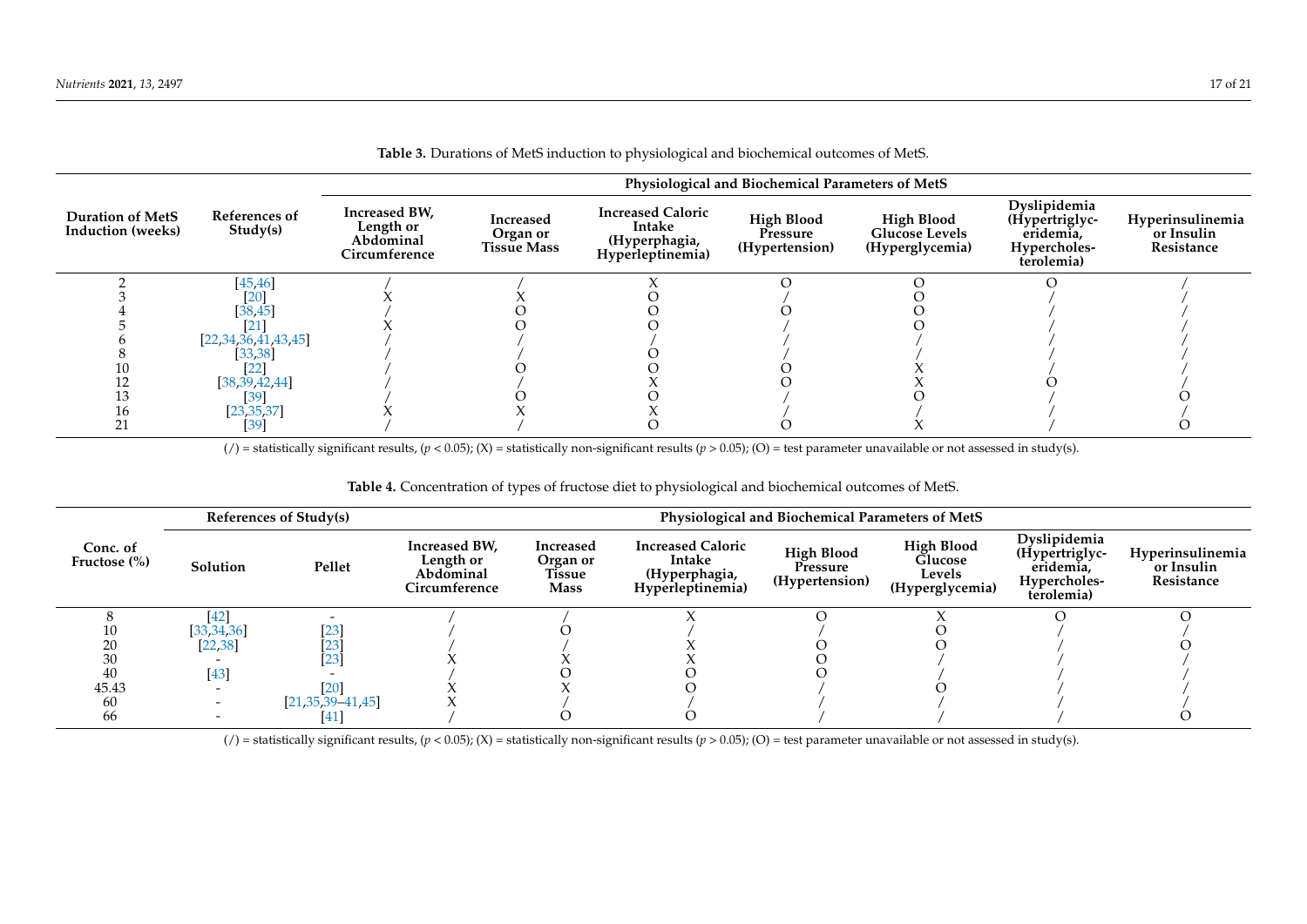**Table 3.** Durations of MetS induction to physiological and biochemical outcomes of MetS.

| Duration of MetS Induction (weeks) | References of Study(s) | Physiological and Biochemical Parameters of MetS | | | | | | |
|---|---|---|---|---|---|---|---|---|
| | | Increased BW, Length or Abdominal Circumference | Increased Organ or Tissue Mass | Increased Caloric Intake (Hyperphagia, Hyperleptinemia) | High Blood Pressure (Hypertension) | High Blood Glucose Levels (Hyperglycemia) | Dyslipidemia (Hypertriglyceridemia, Hypercholesterolemia) | Hyperinsulinemia or Insulin Resistance |
| 2 | [45,46] | / | / | X | O | O | O | / |
| 3 | [20] | X | X | O | / | O | / | / |
| 4 | [38,45] | / | O | O | O | O | / | / |
| 5 | [21] | X | O | O | / | O | / | / |
| 6 | [22,34,36,41,43,45] | / | / | / | / | / | / | / |
| 8 | [33,38] | / | / | O | / | / | / | / |
| 10 | [22] | / | O | O | O | X | / | / |
| 12 | [38,39,42,44] | / | / | X | O | X | O | / |
| 13 | [39] | / | O | O | / | O | / | O |
| 16 | [23,35,37] | X | X | X | / | / | / | / |
| 21 | [39] | / | / | O | O | X | / | O |

(/) = statistically significant results, ($p < 0.05$); (X) = statistically non-significant results ($p > 0.05$); (O) = test parameter unavailable or not assessed in study(s).

**Table 4.** Concentration of types of fructose diet to physiological and biochemical outcomes of MetS.

| Conc. of Fructose (%) | References of Study(s) | | Physiological and Biochemical Parameters of MetS | | | | | | |
|---|---|---|---|---|---|---|---|---|---|
| | Solution | Pellet | Increased BW, Length or Abdominal Circumference | Increased Organ or Tissue Mass | Increased Caloric Intake (Hyperphagia, Hyperleptinemia) | High Blood Pressure (Hypertension) | High Blood Glucose Levels (Hyperglycemia) | Dyslipidemia (Hypertriglyceridemia, Hypercholesterolemia) | Hyperinsulinemia or Insulin Resistance |
| 8 | [42] | - | / | / | X | O | X | O | O |
| 10 | [33,34,36] | [23] | / | O | / | / | O | / | / |
| 20 | [22,38] | [23] | / | / | X | O | O | / | O |
| 30 | - | [23] | X | X | X | O | / | / | / |
| 40 | [43] | - | / | O | O | O | / | / | / |
| 45.43 | - | [20] | X | X | O | / | O | / | / |
| 60 | - | [21,35,39–41,45] | X | / | / | / | / | / | / |
| 66 | - | [41] | / | O | O | / | / | / | O |

(/) = statistically significant results, ($p < 0.05$); (X) = statistically non-significant results ($p > 0.05$); (O) = test parameter unavailable or not assessed in study(s).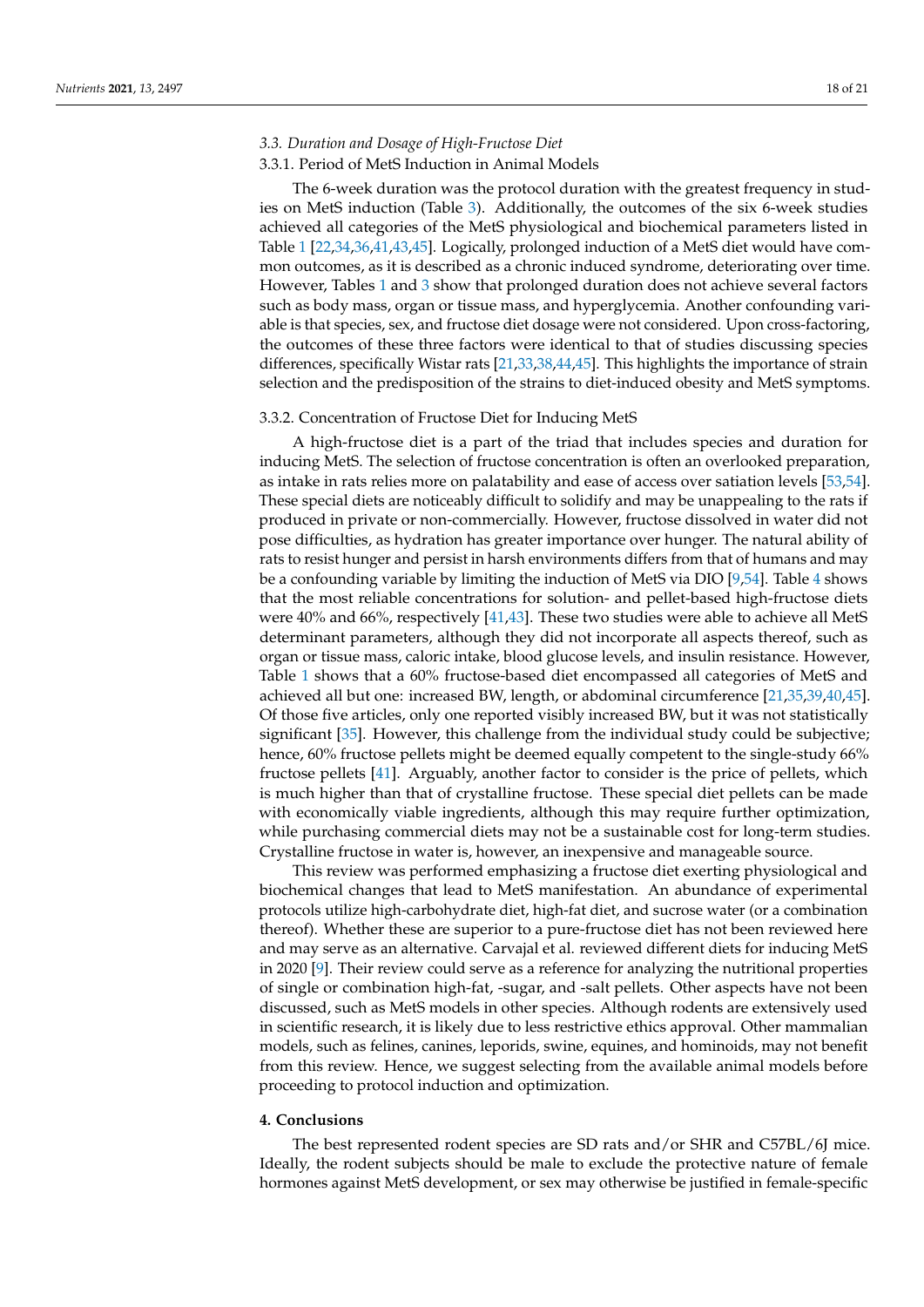### *3.3. Duration and Dosage of High-Fructose Diet*

#### 3.3.1. Period of MetS Induction in Animal Models

The 6-week duration was the protocol duration with the greatest frequency in studies on MetS induction (Table 3). Additionally, the outcomes of the six 6-week studies achieved all categories of the MetS physiological and biochemical parameters listed in Table 1 [22,34,36,41,43,45]. Logically, prolonged induction of a MetS diet would have common outcomes, as it is described as a chronic induced syndrome, deteriorating over time. However, Tables 1 and 3 show that prolonged duration does not achieve several factors such as body mass, organ or tissue mass, and hyperglycemia. Another confounding variable is that species, sex, and fructose diet dosage were not considered. Upon cross-factoring, the outcomes of these three factors were identical to that of studies discussing species differences, specifically Wistar rats [21,33,38,44,45]. This highlights the importance of strain selection and the predisposition of the strains to diet-induced obesity and MetS symptoms.

#### 3.3.2. Concentration of Fructose Diet for Inducing MetS

A high-fructose diet is a part of the triad that includes species and duration for inducing MetS. The selection of fructose concentration is often an overlooked preparation, as intake in rats relies more on palatability and ease of access over satiation levels [53,54]. These special diets are noticeably difficult to solidify and may be unappealing to the rats if produced in private or non-commercially. However, fructose dissolved in water did not pose difficulties, as hydration has greater importance over hunger. The natural ability of rats to resist hunger and persist in harsh environments differs from that of humans and may be a confounding variable by limiting the induction of MetS via DIO [9,54]. Table 4 shows that the most reliable concentrations for solution- and pellet-based high-fructose diets were 40% and 66%, respectively [41,43]. These two studies were able to achieve all MetS determinant parameters, although they did not incorporate all aspects thereof, such as organ or tissue mass, caloric intake, blood glucose levels, and insulin resistance. However, Table 1 shows that a 60% fructose-based diet encompassed all categories of MetS and achieved all but one: increased BW, length, or abdominal circumference [21,35,39,40,45]. Of those five articles, only one reported visibly increased BW, but it was not statistically significant [35]. However, this challenge from the individual study could be subjective; hence, 60% fructose pellets might be deemed equally competent to the single-study 66% fructose pellets [41]. Arguably, another factor to consider is the price of pellets, which is much higher than that of crystalline fructose. These special diet pellets can be made with economically viable ingredients, although this may require further optimization, while purchasing commercial diets may not be a sustainable cost for long-term studies. Crystalline fructose in water is, however, an inexpensive and manageable source.

This review was performed emphasizing a fructose diet exerting physiological and biochemical changes that lead to MetS manifestation. An abundance of experimental protocols utilize high-carbohydrate diet, high-fat diet, and sucrose water (or a combination thereof). Whether these are superior to a pure-fructose diet has not been reviewed here and may serve as an alternative. Carvajal et al. reviewed different diets for inducing MetS in 2020 [9]. Their review could serve as a reference for analyzing the nutritional properties of single or combination high-fat, -sugar, and -salt pellets. Other aspects have not been discussed, such as MetS models in other species. Although rodents are extensively used in scientific research, it is likely due to less restrictive ethics approval. Other mammalian models, such as felines, canines, leporids, swine, equines, and hominoids, may not benefit from this review. Hence, we suggest selecting from the available animal models before proceeding to protocol induction and optimization.

## 4. Conclusions

The best represented rodent species are SD rats and/or SHR and C57BL/6J mice. Ideally, the rodent subjects should be male to exclude the protective nature of female hormones against MetS development, or sex may otherwise be justified in female-specific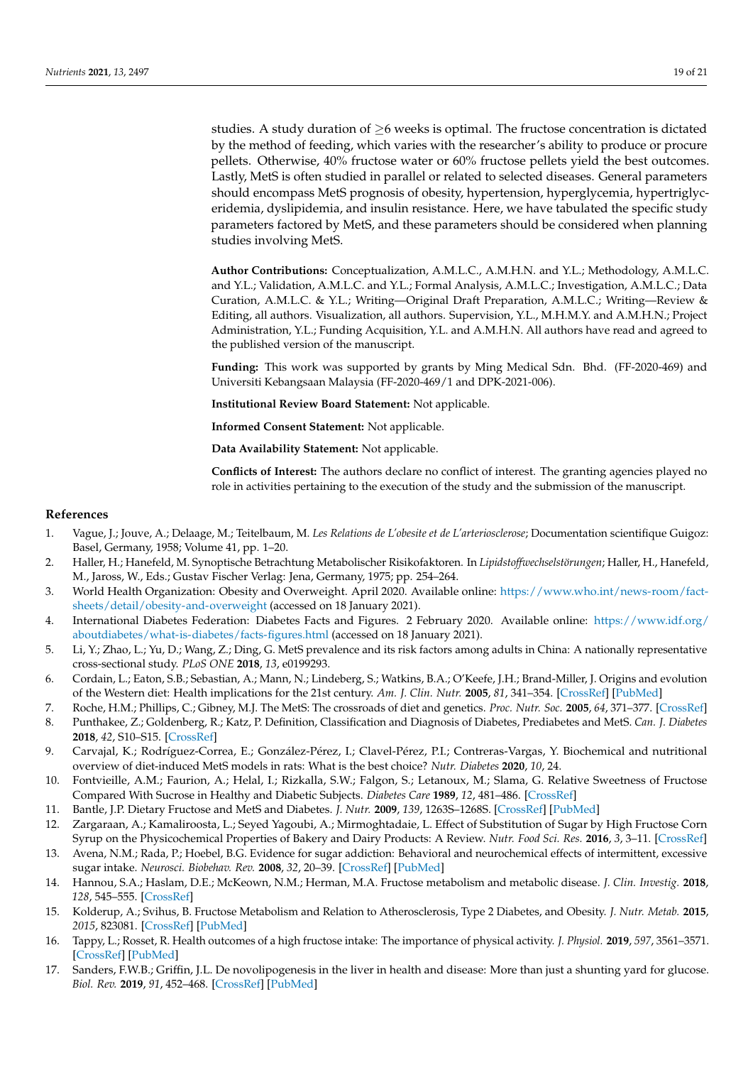studies. A study duration of $\geq$6 weeks is optimal. The fructose concentration is dictated by the method of feeding, which varies with the researcher's ability to produce or procure pellets. Otherwise, 40% fructose water or 60% fructose pellets yield the best outcomes. Lastly, MetS is often studied in parallel or related to selected diseases. General parameters should encompass MetS prognosis of obesity, hypertension, hyperglycemia, hypertriglyceridemia, dyslipidemia, and insulin resistance. Here, we have tabulated the specific study parameters factored by MetS, and these parameters should be considered when planning studies involving MetS.

**Author Contributions:** Conceptualization, A.M.L.C., A.M.H.N. and Y.L.; Methodology, A.M.L.C. and Y.L.; Validation, A.M.L.C. and Y.L.; Formal Analysis, A.M.L.C.; Investigation, A.M.L.C.; Data Curation, A.M.L.C. & Y.L.; Writing—Original Draft Preparation, A.M.L.C.; Writing—Review & Editing, all authors. Visualization, all authors. Supervision, Y.L., M.H.M.Y. and A.M.H.N.; Project Administration, Y.L.; Funding Acquisition, Y.L. and A.M.H.N. All authors have read and agreed to the published version of the manuscript.

**Funding:** This work was supported by grants by Ming Medical Sdn. Bhd. (FF-2020-469) and Universiti Kebangsaan Malaysia (FF-2020-469/1 and DPK-2021-006).

**Institutional Review Board Statement:** Not applicable.

**Informed Consent Statement:** Not applicable.

**Data Availability Statement:** Not applicable.

**Conflicts of Interest:** The authors declare no conflict of interest. The granting agencies played no role in activities pertaining to the execution of the study and the submission of the manuscript.

## References

1. Vague, J.; Jouve, A.; Delaage, M.; Teitelbaum, M. *Les Relations de L'obesite et de L'arteriosclerose*; Documentation scientifique Guigoz: Basel, Germany, 1958; Volume 41, pp. 1–20.
2. Haller, H.; Hanefeld, M. Synoptische Betrachtung Metabolischer Risikofaktoren. In *Lipidstoffwechselstörungen*; Haller, H., Hanefeld, M., Jaross, W., Eds.; Gustav Fischer Verlag: Jena, Germany, 1975; pp. 254–264.
3. World Health Organization: Obesity and Overweight. April 2020. Available online: https://www.who.int/news-room/fact-sheets/detail/obesity-and-overweight (accessed on 18 January 2021).
4. International Diabetes Federation: Diabetes Facts and Figures. 2 February 2020. Available online: https://www.idf.org/aboutdiabetes/what-is-diabetes/facts-figures.html (accessed on 18 January 2021).
5. Li, Y.; Zhao, L.; Yu, D.; Wang, Z.; Ding, G. MetS prevalence and its risk factors among adults in China: A nationally representative cross-sectional study. *PLoS ONE* **2018**, *13*, e0199293.
6. Cordain, L.; Eaton, S.B.; Sebastian, A.; Mann, N.; Lindeberg, S.; Watkins, B.A.; O'Keefe, J.H.; Brand-Miller, J. Origins and evolution of the Western diet: Health implications for the 21st century. *Am. J. Clin. Nutr.* **2005**, *81*, 341–354. [CrossRef] [PubMed]
7. Roche, H.M.; Phillips, C.; Gibney, M.J. The MetS: The crossroads of diet and genetics. *Proc. Nutr. Soc.* **2005**, *64*, 371–377. [CrossRef]
8. Punthakee, Z.; Goldenberg, R.; Katz, P. Definition, Classification and Diagnosis of Diabetes, Prediabetes and MetS. *Can. J. Diabetes* **2018**, *42*, S10–S15. [CrossRef]
9. Carvajal, K.; Rodríguez-Correa, E.; González-Pérez, I.; Clavel-Pérez, P.I.; Contreras-Vargas, Y. Biochemical and nutritional overview of diet-induced MetS models in rats: What is the best choice? *Nutr. Diabetes* **2020**, *10*, 24.
10. Fontvieille, A.M.; Faurion, A.; Helal, I.; Rizkalla, S.W.; Falgon, S.; Letanoux, M.; Slama, G. Relative Sweetness of Fructose Compared With Sucrose in Healthy and Diabetic Subjects. *Diabetes Care* **1989**, *12*, 481–486. [CrossRef]
11. Bantle, J.P. Dietary Fructose and MetS and Diabetes. *J. Nutr.* **2009**, *139*, 1263S–1268S. [CrossRef] [PubMed]
12. Zargaraan, A.; Kamaliroosta, L.; Seyed Yagoubi, A.; Mirmoghtadaie, L. Effect of Substitution of Sugar by High Fructose Corn Syrup on the Physicochemical Properties of Bakery and Dairy Products: A Review. *Nutr. Food Sci. Res.* **2016**, *3*, 3–11. [CrossRef]
13. Avena, N.M.; Rada, P.; Hoebel, B.G. Evidence for sugar addiction: Behavioral and neurochemical effects of intermittent, excessive sugar intake. *Neurosci. Biobehav. Rev.* **2008**, *32*, 20–39. [CrossRef] [PubMed]
14. Hannou, S.A.; Haslam, D.E.; McKeown, N.M.; Herman, M.A. Fructose metabolism and metabolic disease. *J. Clin. Investig.* **2018**, *128*, 545–555. [CrossRef]
15. Kolderup, A.; Svihus, B. Fructose Metabolism and Relation to Atherosclerosis, Type 2 Diabetes, and Obesity. *J. Nutr. Metab.* **2015**, *2015*, 823081. [CrossRef] [PubMed]
16. Tappy, L.; Rosset, R. Health outcomes of a high fructose intake: The importance of physical activity. *J. Physiol.* **2019**, *597*, 3561–3571. [CrossRef] [PubMed]
17. Sanders, F.W.B.; Griffin, J.L. De novolipogenesis in the liver in health and disease: More than just a shunting yard for glucose. *Biol. Rev.* **2019**, *91*, 452–468. [CrossRef] [PubMed]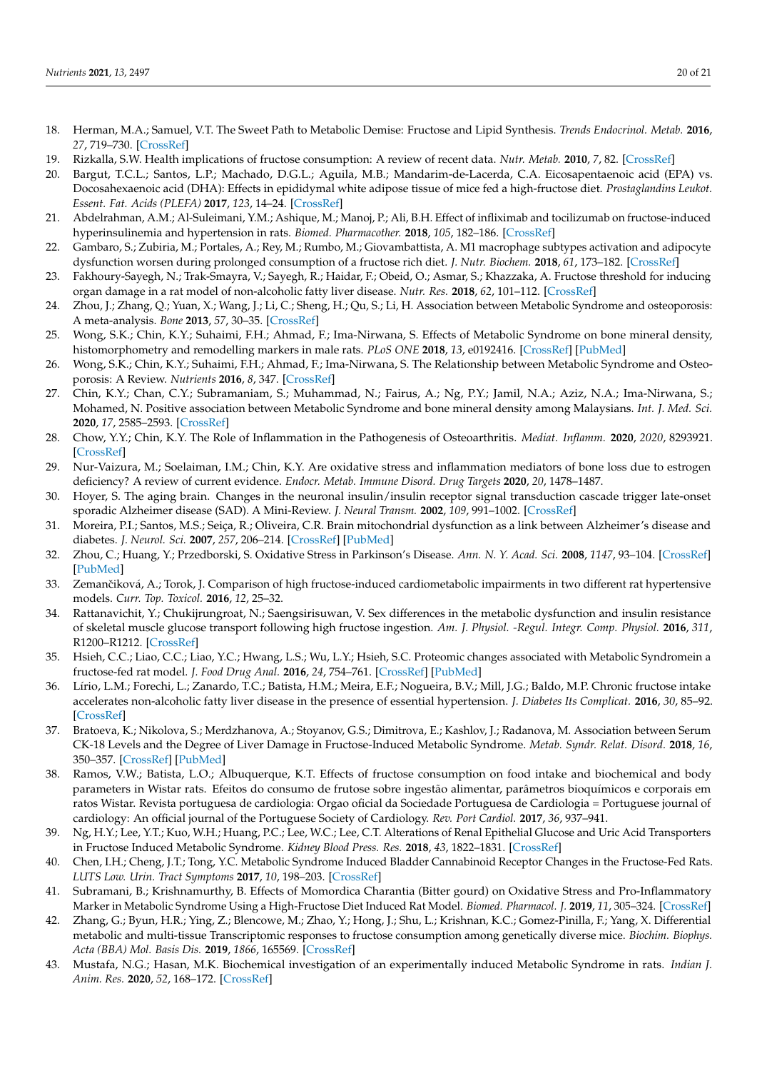18. Herman, M.A.; Samuel, V.T. The Sweet Path to Metabolic Demise: Fructose and Lipid Synthesis. *Trends Endocrinol. Metab.* **2016**, *27*, 719–730. [CrossRef]
19. Rizkalla, S.W. Health implications of fructose consumption: A review of recent data. *Nutr. Metab.* **2010**, *7*, 82. [CrossRef]
20. Bargut, T.C.L.; Santos, L.P.; Machado, D.G.L.; Aguila, M.B.; Mandarim-de-Lacerda, C.A. Eicosapentaenoic acid (EPA) vs. Docosahexaenoic acid (DHA): Effects in epididymal white adipose tissue of mice fed a high-fructose diet. *Prostaglandins Leukot. Essent. Fat. Acids (PLEFA)* **2017**, *123*, 14–24. [CrossRef]
21. Abdelrahman, A.M.; Al-Suleimani, Y.M.; Ashique, M.; Manoj, P.; Ali, B.H. Effect of infliximab and tocilizumab on fructose-induced hyperinsulinemia and hypertension in rats. *Biomed. Pharmacother.* **2018**, *105*, 182–186. [CrossRef]
22. Gambaro, S.; Zubiria, M.; Portales, A.; Rey, M.; Rumbo, M.; Giovambattista, A. M1 macrophage subtypes activation and adipocyte dysfunction worsen during prolonged consumption of a fructose rich diet. *J. Nutr. Biochem.* **2018**, *61*, 173–182. [CrossRef]
23. Fakhoury-Sayegh, N.; Trak-Smayra, V.; Sayegh, R.; Haidar, F.; Obeid, O.; Asmar, S.; Khazzaka, A. Fructose threshold for inducing organ damage in a rat model of non-alcoholic fatty liver disease. *Nutr. Res.* **2018**, *62*, 101–112. [CrossRef]
24. Zhou, J.; Zhang, Q.; Yuan, X.; Wang, J.; Li, C.; Sheng, H.; Qu, S.; Li, H. Association between Metabolic Syndrome and osteoporosis: A meta-analysis. *Bone* **2013**, *57*, 30–35. [CrossRef]
25. Wong, S.K.; Chin, K.Y.; Suhaimi, F.H.; Ahmad, F.; Ima-Nirwana, S. Effects of Metabolic Syndrome on bone mineral density, histomorphometry and remodelling markers in male rats. *PLoS ONE* **2018**, *13*, e0192416. [CrossRef] [PubMed]
26. Wong, S.K.; Chin, K.Y.; Suhaimi, F.H.; Ahmad, F.; Ima-Nirwana, S. The Relationship between Metabolic Syndrome and Osteoporosis: A Review. *Nutrients* **2016**, *8*, 347. [CrossRef]
27. Chin, K.Y.; Chan, C.Y.; Subramaniam, S.; Muhammad, N.; Fairus, A.; Ng, P.Y.; Jamil, N.A.; Aziz, N.A.; Ima-Nirwana, S.; Mohamed, N. Positive association between Metabolic Syndrome and bone mineral density among Malaysians. *Int. J. Med. Sci.* **2020**, *17*, 2585–2593. [CrossRef]
28. Chow, Y.Y.; Chin, K.Y. The Role of Inflammation in the Pathogenesis of Osteoarthritis. *Mediat. Inflamm.* **2020**, *2020*, 8293921. [CrossRef]
29. Nur-Vaizura, M.; Soelaiman, I.M.; Chin, K.Y. Are oxidative stress and inflammation mediators of bone loss due to estrogen deficiency? A review of current evidence. *Endocr. Metab. Immune Disord. Drug Targets* **2020**, *20*, 1478–1487.
30. Hoyer, S. The aging brain. Changes in the neuronal insulin/insulin receptor signal transduction cascade trigger late-onset sporadic Alzheimer disease (SAD). A Mini-Review. *J. Neural Transm.* **2002**, *109*, 991–1002. [CrossRef]
31. Moreira, P.I.; Santos, M.S.; Seiça, R.; Oliveira, C.R. Brain mitochondrial dysfunction as a link between Alzheimer's disease and diabetes. *J. Neurol. Sci.* **2007**, *257*, 206–214. [CrossRef] [PubMed]
32. Zhou, C.; Huang, Y.; Przedborski, S. Oxidative Stress in Parkinson's Disease. *Ann. N. Y. Acad. Sci.* **2008**, *1147*, 93–104. [CrossRef] [PubMed]
33. Zemančíková, A.; Torok, J. Comparison of high fructose-induced cardiometabolic impairments in two different rat hypertensive models. *Curr. Top. Toxicol.* **2016**, *12*, 25–32.
34. Rattanavichit, Y.; Chukijrungroat, N.; Saengsirisuwan, V. Sex differences in the metabolic dysfunction and insulin resistance of skeletal muscle glucose transport following high fructose ingestion. *Am. J. Physiol. -Regul. Integr. Comp. Physiol.* **2016**, *311*, R1200–R1212. [CrossRef]
35. Hsieh, C.C.; Liao, C.C.; Liao, Y.C.; Hwang, L.S.; Wu, L.Y.; Hsieh, S.C. Proteomic changes associated with Metabolic Syndromein a fructose-fed rat model. *J. Food Drug Anal.* **2016**, *24*, 754–761. [CrossRef] [PubMed]
36. Lírio, L.M.; Forechi, L.; Zanardo, T.C.; Batista, H.M.; Meira, E.F.; Nogueira, B.V.; Mill, J.G.; Baldo, M.P. Chronic fructose intake accelerates non-alcoholic fatty liver disease in the presence of essential hypertension. *J. Diabetes Its Complicat.* **2016**, *30*, 85–92. [CrossRef]
37. Bratoeva, K.; Nikolova, S.; Merdzhanova, A.; Stoyanov, G.S.; Dimitrova, E.; Kashlov, J.; Radanova, M. Association between Serum CK-18 Levels and the Degree of Liver Damage in Fructose-Induced Metabolic Syndrome. *Metab. Syndr. Relat. Disord.* **2018**, *16*, 350–357. [CrossRef] [PubMed]
38. Ramos, V.W.; Batista, L.O.; Albuquerque, K.T. Effects of fructose consumption on food intake and biochemical and body parameters in Wistar rats. Efeitos do consumo de frutose sobre ingestão alimentar, parâmetros bioquímicos e corporais em ratos Wistar. Revista portuguesa de cardiologia: Orgao oficial da Sociedade Portuguesa de Cardiologia = Portuguese journal of cardiology: An official journal of the Portuguese Society of Cardiology. *Rev. Port Cardiol.* **2017**, *36*, 937–941.
39. Ng, H.Y.; Lee, Y.T.; Kuo, W.H.; Huang, P.C.; Lee, W.C.; Lee, C.T. Alterations of Renal Epithelial Glucose and Uric Acid Transporters in Fructose Induced Metabolic Syndrome. *Kidney Blood Press. Res.* **2018**, *43*, 1822–1831. [CrossRef]
40. Chen, I.H.; Cheng, J.T.; Tong, Y.C. Metabolic Syndrome Induced Bladder Cannabinoid Receptor Changes in the Fructose-Fed Rats. *LUTS Low. Urin. Tract Symptoms* **2017**, *10*, 198–203. [CrossRef]
41. Subramani, B.; Krishnamurthy, B. Effects of Momordica Charantia (Bitter gourd) on Oxidative Stress and Pro-Inflammatory Marker in Metabolic Syndrome Using a High-Fructose Diet Induced Rat Model. *Biomed. Pharmacol. J.* **2019**, *11*, 305–324. [CrossRef]
42. Zhang, G.; Byun, H.R.; Ying, Z.; Blencowe, M.; Zhao, Y.; Hong, J.; Shu, L.; Krishnan, K.C.; Gomez-Pinilla, F.; Yang, X. Differential metabolic and multi-tissue Transcriptomic responses to fructose consumption among genetically diverse mice. *Biochim. Biophys. Acta (BBA) Mol. Basis Dis.* **2019**, *1866*, 165569. [CrossRef]
43. Mustafa, N.G.; Hasan, M.K. Biochemical investigation of an experimentally induced Metabolic Syndrome in rats. *Indian J. Anim. Res.* **2020**, *52*, 168–172. [CrossRef]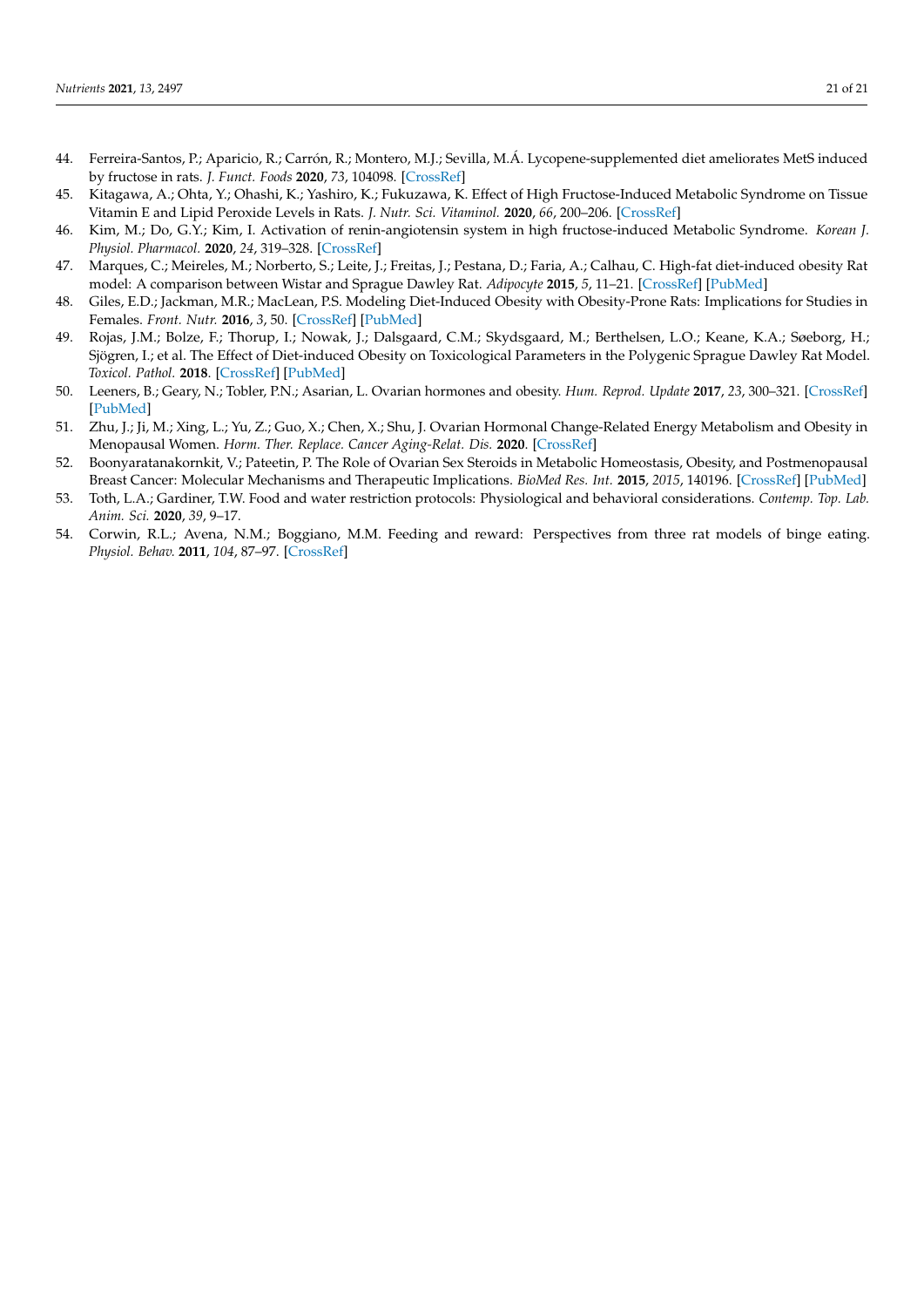44. Ferreira-Santos, P.; Aparicio, R.; Carrón, R.; Montero, M.J.; Sevilla, M.Á. Lycopene-supplemented diet ameliorates MetS induced by fructose in rats. *J. Funct. Foods* **2020**, *73*, 104098. [CrossRef]
45. Kitagawa, A.; Ohta, Y.; Ohashi, K.; Yashiro, K.; Fukuzawa, K. Effect of High Fructose-Induced Metabolic Syndrome on Tissue Vitamin E and Lipid Peroxide Levels in Rats. *J. Nutr. Sci. Vitaminol.* **2020**, *66*, 200–206. [CrossRef]
46. Kim, M.; Do, G.Y.; Kim, I. Activation of renin-angiotensin system in high fructose-induced Metabolic Syndrome. *Korean J. Physiol. Pharmacol.* **2020**, *24*, 319–328. [CrossRef]
47. Marques, C.; Meireles, M.; Norberto, S.; Leite, J.; Freitas, J.; Pestana, D.; Faria, A.; Calhau, C. High-fat diet-induced obesity Rat model: A comparison between Wistar and Sprague Dawley Rat. *Adipocyte* **2015**, *5*, 11–21. [CrossRef] [PubMed]
48. Giles, E.D.; Jackman, M.R.; MacLean, P.S. Modeling Diet-Induced Obesity with Obesity-Prone Rats: Implications for Studies in Females. *Front. Nutr.* **2016**, *3*, 50. [CrossRef] [PubMed]
49. Rojas, J.M.; Bolze, F.; Thorup, I.; Nowak, J.; Dalsgaard, C.M.; Skydsgaard, M.; Berthelsen, L.O.; Keane, K.A.; Søeborg, H.; Sjögren, I.; et al. The Effect of Diet-induced Obesity on Toxicological Parameters in the Polygenic Sprague Dawley Rat Model. *Toxicol. Pathol.* **2018**. [CrossRef] [PubMed]
50. Leeners, B.; Geary, N.; Tobler, P.N.; Asarian, L. Ovarian hormones and obesity. *Hum. Reprod. Update* **2017**, *23*, 300–321. [CrossRef] [PubMed]
51. Zhu, J.; Ji, M.; Xing, L.; Yu, Z.; Guo, X.; Chen, X.; Shu, J. Ovarian Hormonal Change-Related Energy Metabolism and Obesity in Menopausal Women. *Horm. Ther. Replace. Cancer Aging-Relat. Dis.* **2020**. [CrossRef]
52. Boonyaratanakornkit, V.; Pateetin, P. The Role of Ovarian Sex Steroids in Metabolic Homeostasis, Obesity, and Postmenopausal Breast Cancer: Molecular Mechanisms and Therapeutic Implications. *BioMed Res. Int.* **2015**, *2015*, 140196. [CrossRef] [PubMed]
53. Toth, L.A.; Gardiner, T.W. Food and water restriction protocols: Physiological and behavioral considerations. *Contemp. Top. Lab. Anim. Sci.* **2020**, *39*, 9–17.
54. Corwin, R.L.; Avena, N.M.; Boggiano, M.M. Feeding and reward: Perspectives from three rat models of binge eating. *Physiol. Behav.* **2011**, *104*, 87–97. [CrossRef]